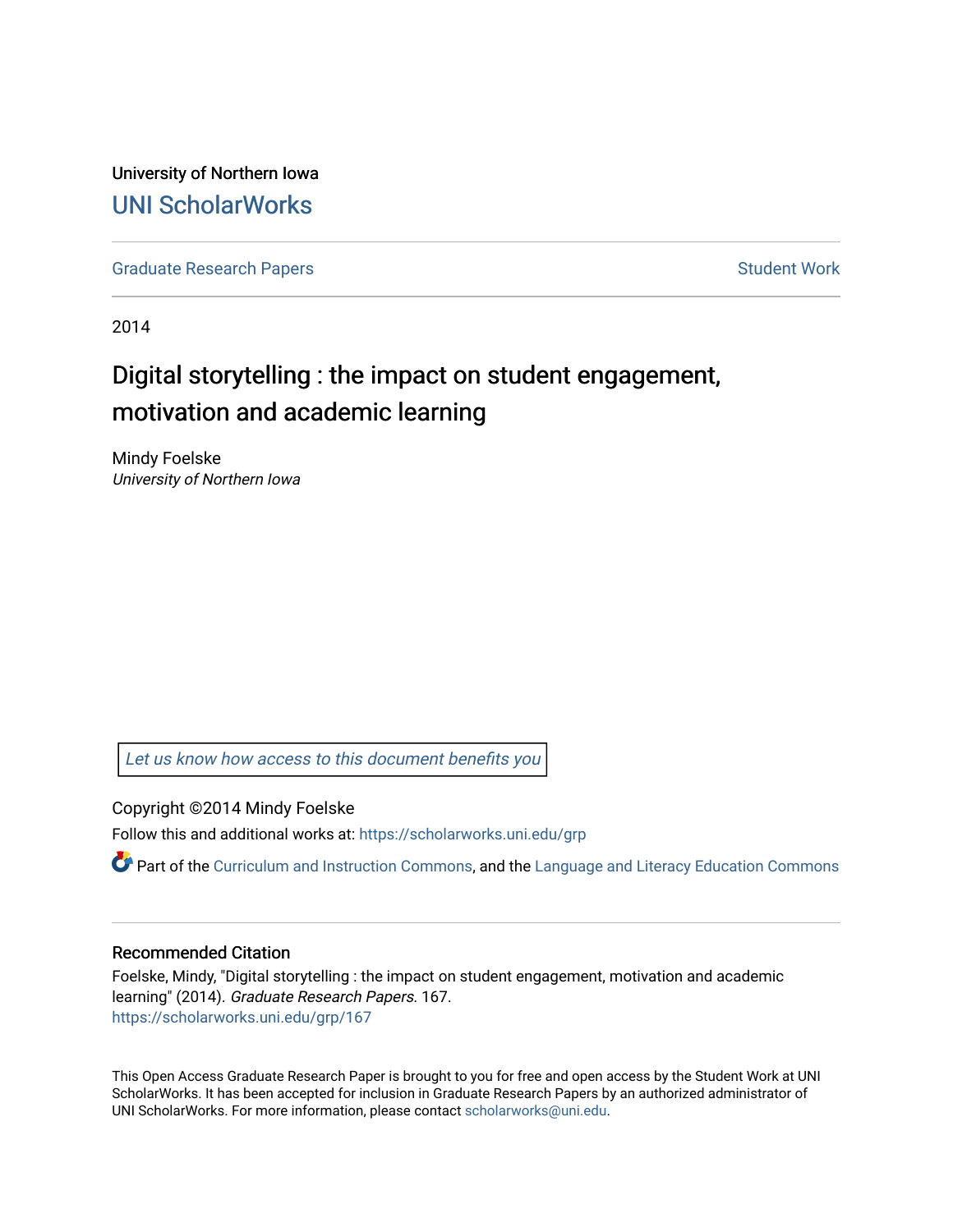University of Northern Iowa

# UNI ScholarWorks

Graduate Research Papers | Student Work

2014

# Digital storytelling : the impact on student engagement, motivation and academic learning

Mindy Foelske
*University of Northern Iowa*

*Let us know how access to this document benefits you*

Copyright ©2014 Mindy Foelske

Follow this and additional works at: https://scholarworks.uni.edu/grp

Part of the Curriculum and Instruction Commons, and the Language and Literacy Education Commons

## Recommended Citation

Foelske, Mindy, "Digital storytelling : the impact on student engagement, motivation and academic learning" (2014). *Graduate Research Papers*. 167.
https://scholarworks.uni.edu/grp/167

This Open Access Graduate Research Paper is brought to you for free and open access by the Student Work at UNI ScholarWorks. It has been accepted for inclusion in Graduate Research Papers by an authorized administrator of UNI ScholarWorks. For more information, please contact scholarworks@uni.edu.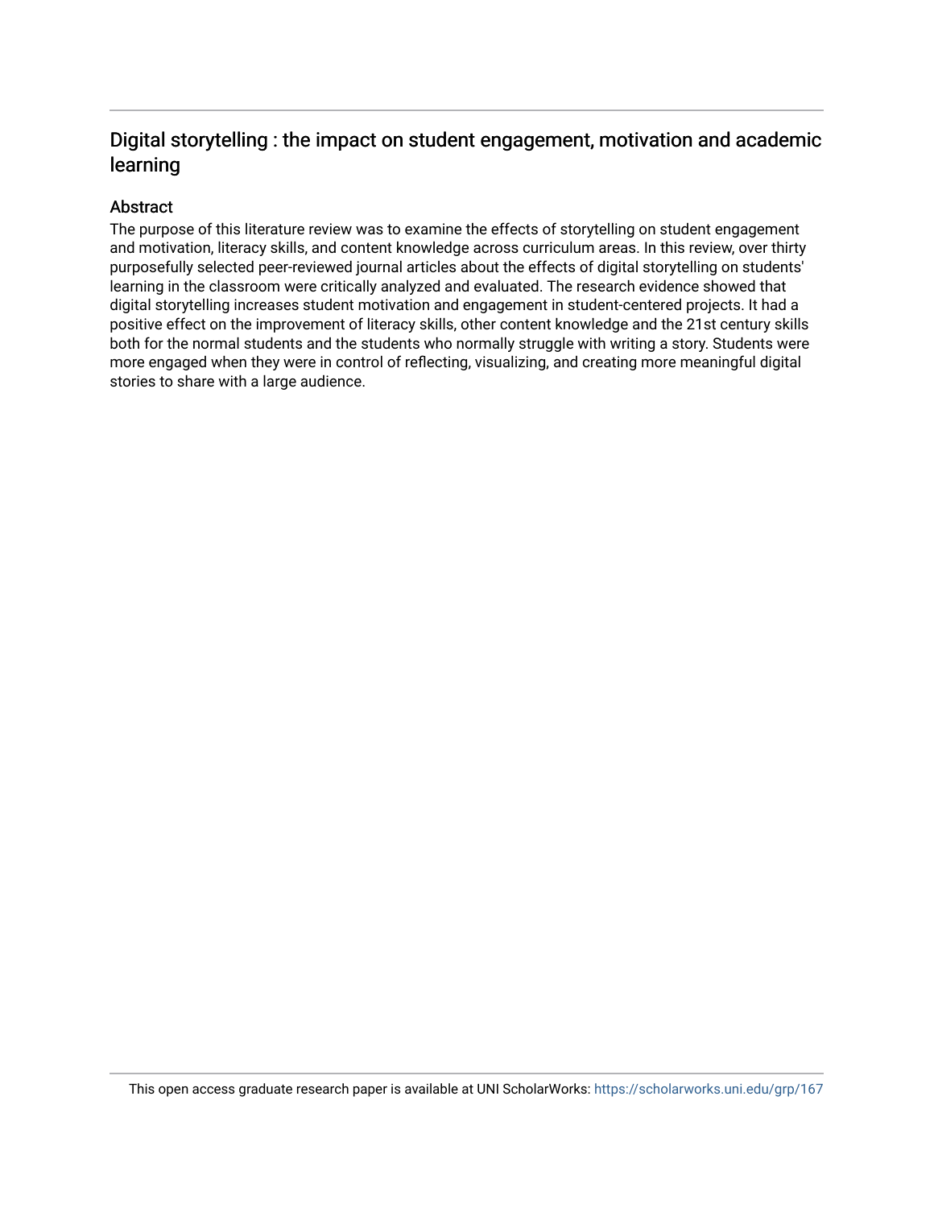## Digital storytelling : the impact on student engagement, motivation and academic learning

### Abstract

The purpose of this literature review was to examine the effects of storytelling on student engagement and motivation, literacy skills, and content knowledge across curriculum areas. In this review, over thirty purposefully selected peer-reviewed journal articles about the effects of digital storytelling on students' learning in the classroom were critically analyzed and evaluated. The research evidence showed that digital storytelling increases student motivation and engagement in student-centered projects. It had a positive effect on the improvement of literacy skills, other content knowledge and the 21st century skills both for the normal students and the students who normally struggle with writing a story. Students were more engaged when they were in control of reflecting, visualizing, and creating more meaningful digital stories to share with a large audience.

This open access graduate research paper is available at UNI ScholarWorks: https://scholarworks.uni.edu/grp/167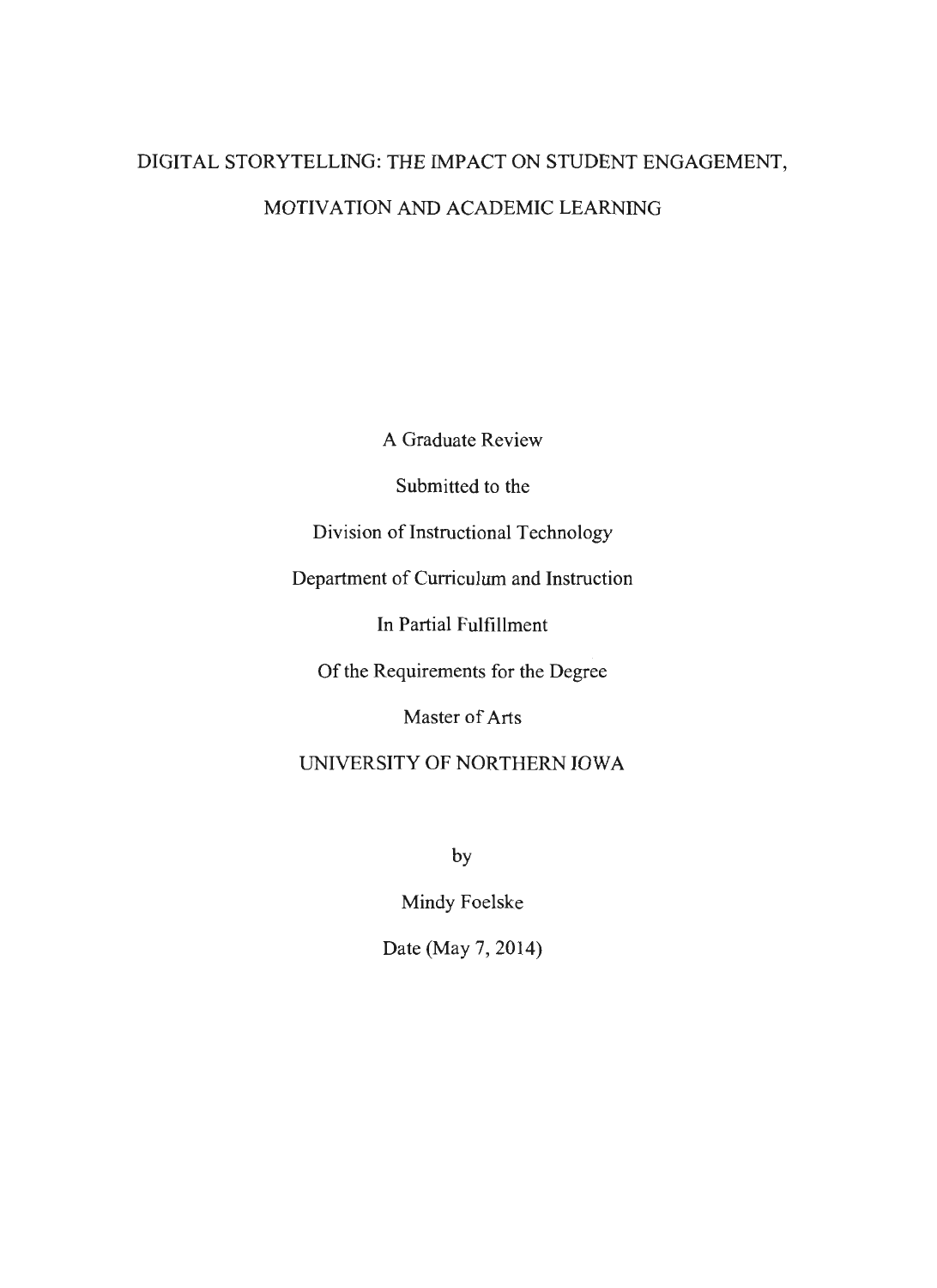# DIGITAL STORYTELLING: THE IMPACT ON STUDENT ENGAGEMENT, MOTIVATION AND ACADEMIC LEARNING

A Graduate Review

Submitted to the

Division of Instructional Technology

Department of Curriculum and Instruction

In Partial Fulfillment

Of the Requirements for the Degree

Master of Arts

UNIVERSITY OF NORTHERN IOWA

by

Mindy Foelske

Date (May 7, 2014)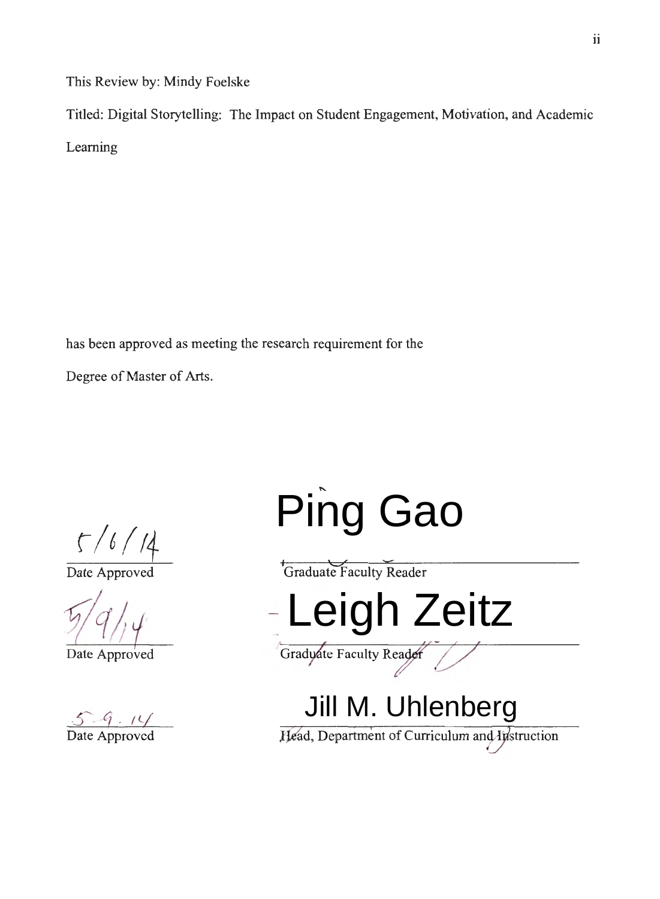This Review by: Mindy Foelske

Titled: Digital Storytelling: The Impact on Student Engagement, Motivation, and Academic Learning

has been approved as meeting the research requirement for the

Degree of Master of Arts.

| | |
|---|---|
| 5/6/14 | Ping Gao |
| Date Approved | Graduate Faculty Reader |
| 5/9/14 | Leigh Zeitz |
| Date Approved | Graduate Faculty Reader |
| 5-9-14 | Jill M. Uhlenberg |
| Date Approved | Head, Department of Curriculum and Instruction |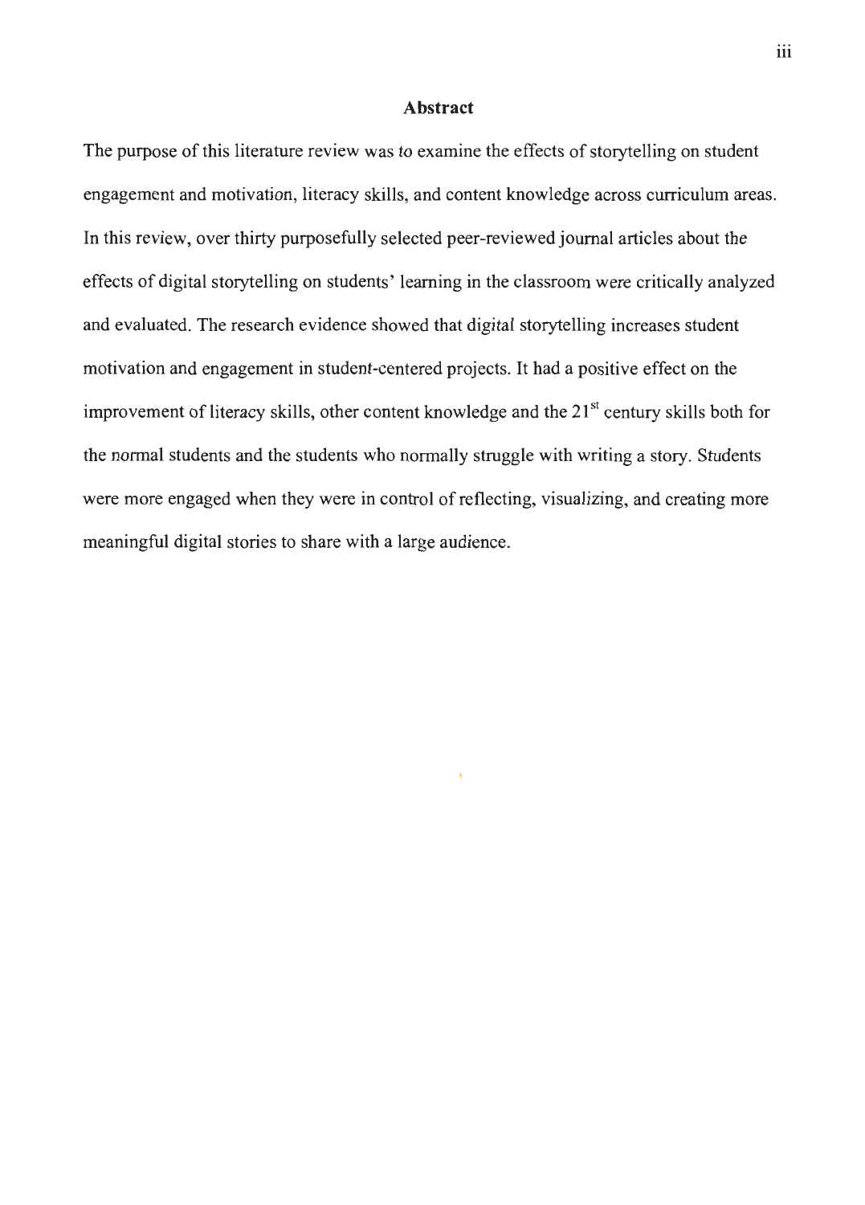## Abstract

The purpose of this literature review was to examine the effects of storytelling on student engagement and motivation, literacy skills, and content knowledge across curriculum areas. In this review, over thirty purposefully selected peer-reviewed journal articles about the effects of digital storytelling on students' learning in the classroom were critically analyzed and evaluated. The research evidence showed that digital storytelling increases student motivation and engagement in student-centered projects. It had a positive effect on the improvement of literacy skills, other content knowledge and the 21st century skills both for the normal students and the students who normally struggle with writing a story. Students were more engaged when they were in control of reflecting, visualizing, and creating more meaningful digital stories to share with a large audience.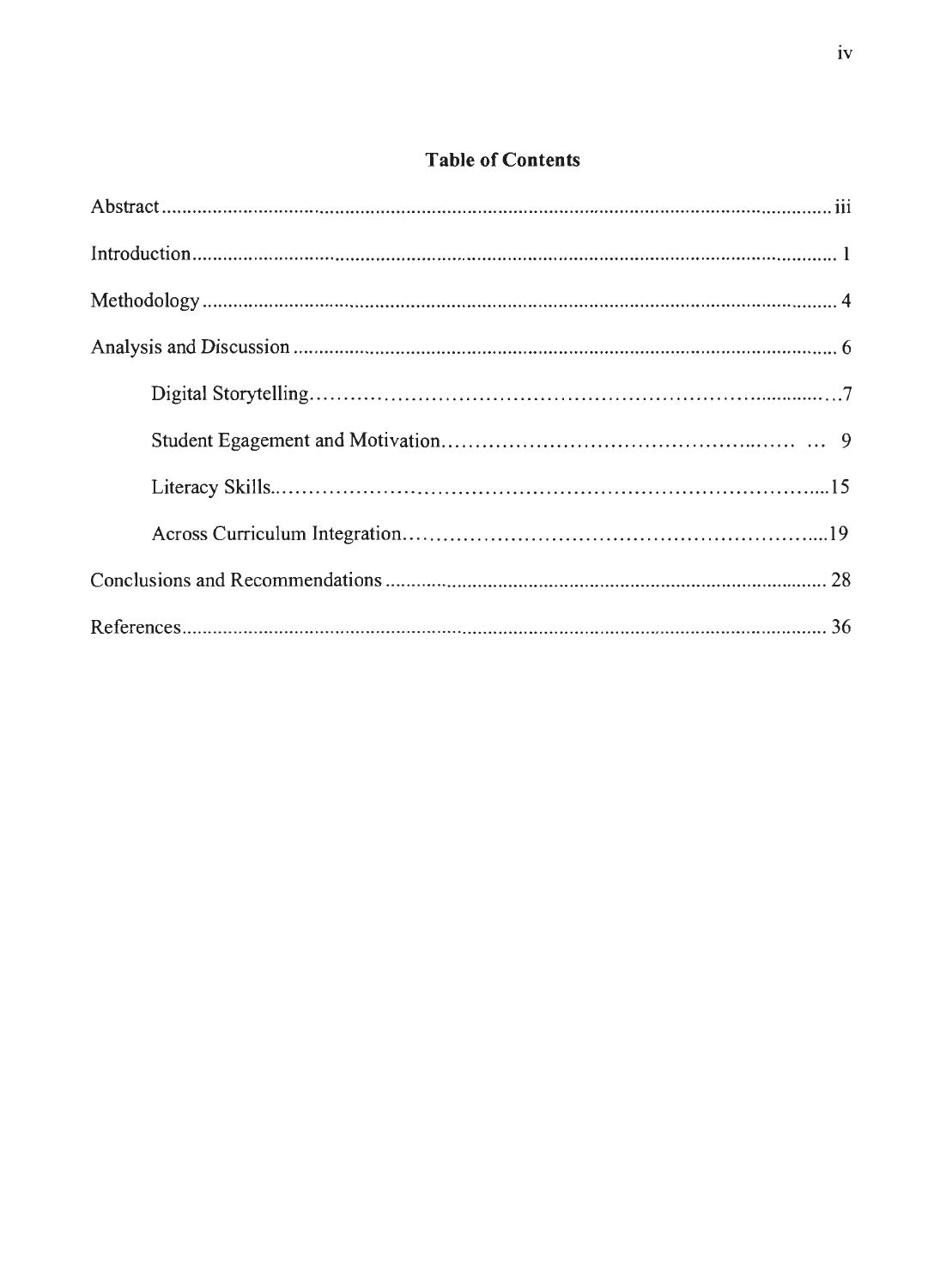## Table of Contents

Abstract ........................................................................................................................ iii

Introduction ..................................................................................................................... 1

Methodology .................................................................................................................... 4

Analysis and Discussion ................................................................................................... 6

    Digital Storytelling ..................................................................................................... 7

    Student Egagement and Motivation ......................................................................... 9

    Literacy Skills ........................................................................................................... 15

    Across Curriculum Integration ................................................................................ 19

Conclusions and Recommendations .............................................................................. 28

References ...................................................................................................................... 36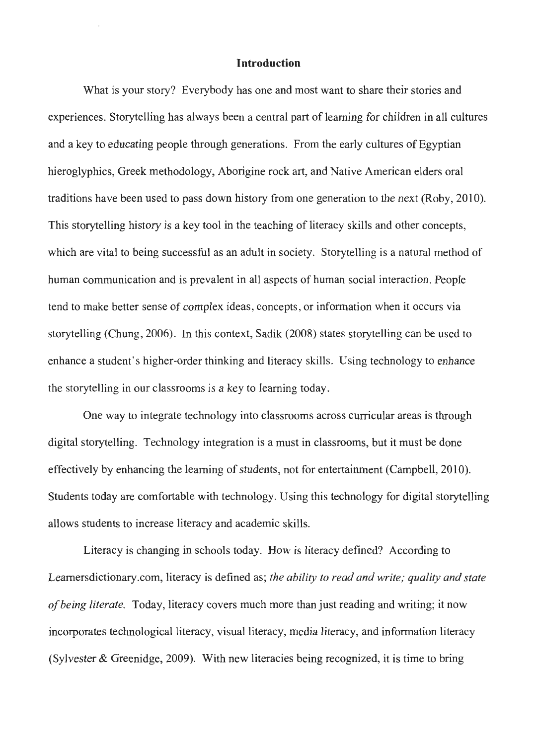## Introduction

What is your story? Everybody has one and most want to share their stories and experiences. Storytelling has always been a central part of learning for children in all cultures and a key to educating people through generations. From the early cultures of Egyptian hieroglyphics, Greek methodology, Aborigine rock art, and Native American elders oral traditions have been used to pass down history from one generation to the next (Roby, 2010). This storytelling history is a key tool in the teaching of literacy skills and other concepts, which are vital to being successful as an adult in society. Storytelling is a natural method of human communication and is prevalent in all aspects of human social interaction. People tend to make better sense of complex ideas, concepts, or information when it occurs via storytelling (Chung, 2006). In this context, Sadik (2008) states storytelling can be used to enhance a student's higher-order thinking and literacy skills. Using technology to enhance the storytelling in our classrooms is a key to learning today.

One way to integrate technology into classrooms across curricular areas is through digital storytelling. Technology integration is a must in classrooms, but it must be done effectively by enhancing the learning of students, not for entertainment (Campbell, 2010). Students today are comfortable with technology. Using this technology for digital storytelling allows students to increase literacy and academic skills.

Literacy is changing in schools today. How is literacy defined? According to Learnersdictionary.com, literacy is defined as; *the ability to read and write; quality and state of being literate.* Today, literacy covers much more than just reading and writing; it now incorporates technological literacy, visual literacy, media literacy, and information literacy (Sylvester & Greenidge, 2009). With new literacies being recognized, it is time to bring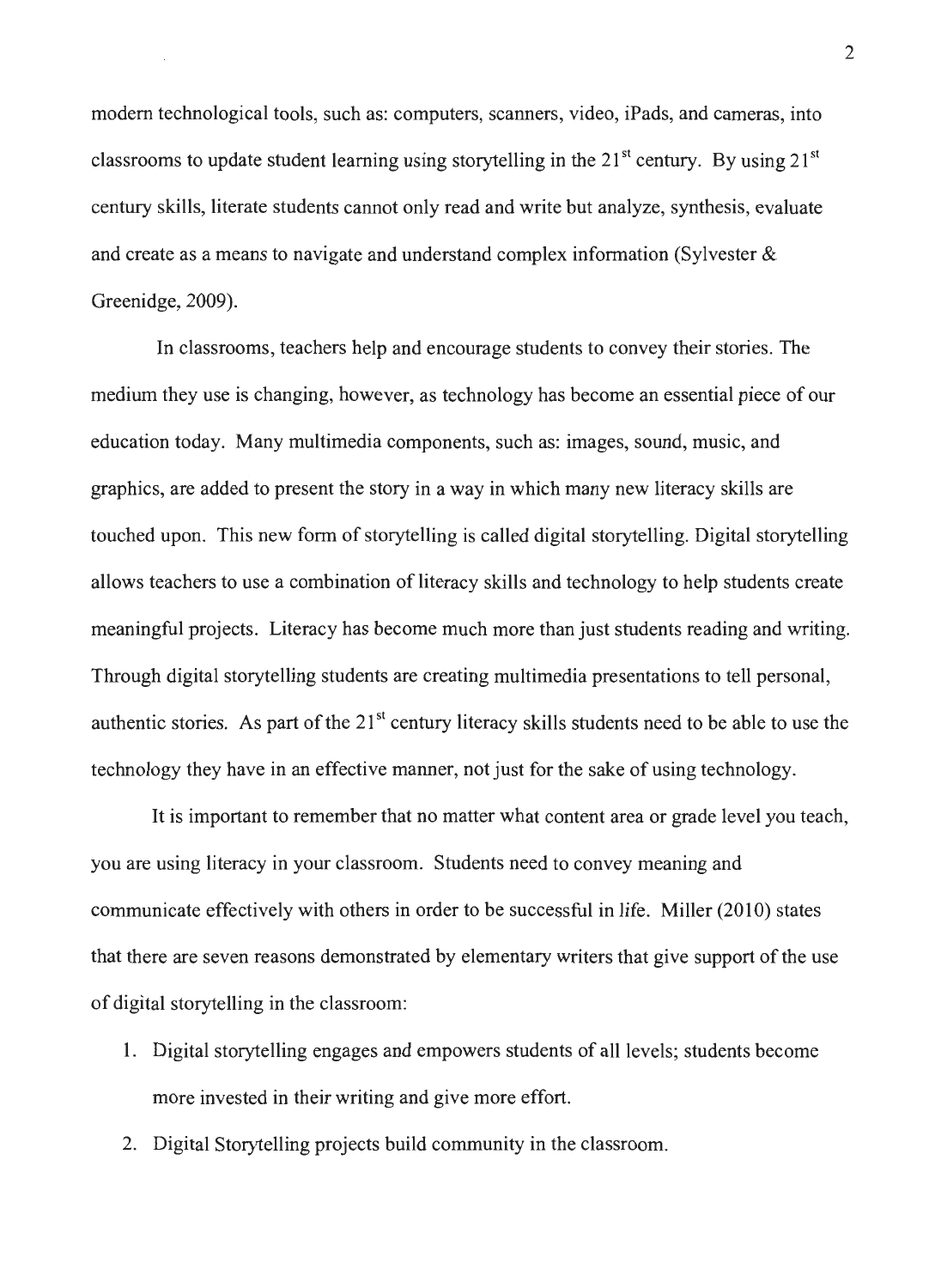modern technological tools, such as: computers, scanners, video, iPads, and cameras, into classrooms to update student learning using storytelling in the 21st century. By using 21st century skills, literate students cannot only read and write but analyze, synthesis, evaluate and create as a means to navigate and understand complex information (Sylvester & Greenidge, 2009).

In classrooms, teachers help and encourage students to convey their stories. The medium they use is changing, however, as technology has become an essential piece of our education today. Many multimedia components, such as: images, sound, music, and graphics, are added to present the story in a way in which many new literacy skills are touched upon. This new form of storytelling is called digital storytelling. Digital storytelling allows teachers to use a combination of literacy skills and technology to help students create meaningful projects. Literacy has become much more than just students reading and writing. Through digital storytelling students are creating multimedia presentations to tell personal, authentic stories. As part of the 21st century literacy skills students need to be able to use the technology they have in an effective manner, not just for the sake of using technology.

It is important to remember that no matter what content area or grade level you teach, you are using literacy in your classroom. Students need to convey meaning and communicate effectively with others in order to be successful in life. Miller (2010) states that there are seven reasons demonstrated by elementary writers that give support of the use of digital storytelling in the classroom:

1. Digital storytelling engages and empowers students of all levels; students become more invested in their writing and give more effort.
2. Digital Storytelling projects build community in the classroom.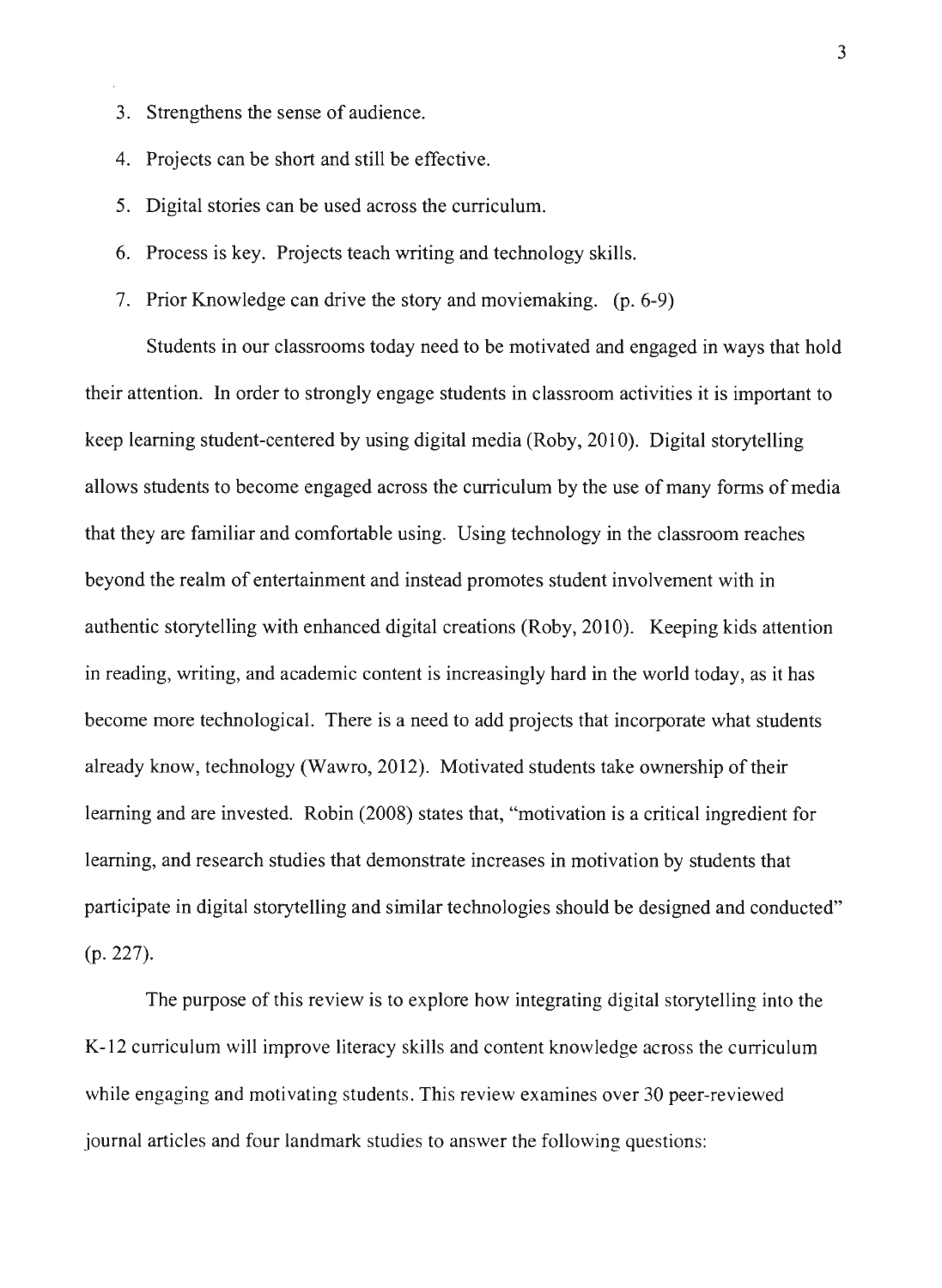3. Strengthens the sense of audience.
4. Projects can be short and still be effective.
5. Digital stories can be used across the curriculum.
6. Process is key. Projects teach writing and technology skills.
7. Prior Knowledge can drive the story and moviemaking. (p. 6-9)

Students in our classrooms today need to be motivated and engaged in ways that hold their attention. In order to strongly engage students in classroom activities it is important to keep learning student-centered by using digital media (Roby, 2010). Digital storytelling allows students to become engaged across the curriculum by the use of many forms of media that they are familiar and comfortable using. Using technology in the classroom reaches beyond the realm of entertainment and instead promotes student involvement with in authentic storytelling with enhanced digital creations (Roby, 2010). Keeping kids attention in reading, writing, and academic content is increasingly hard in the world today, as it has become more technological. There is a need to add projects that incorporate what students already know, technology (Wawro, 2012). Motivated students take ownership of their learning and are invested. Robin (2008) states that, "motivation is a critical ingredient for learning, and research studies that demonstrate increases in motivation by students that participate in digital storytelling and similar technologies should be designed and conducted" (p. 227).

The purpose of this review is to explore how integrating digital storytelling into the K-12 curriculum will improve literacy skills and content knowledge across the curriculum while engaging and motivating students. This review examines over 30 peer-reviewed journal articles and four landmark studies to answer the following questions: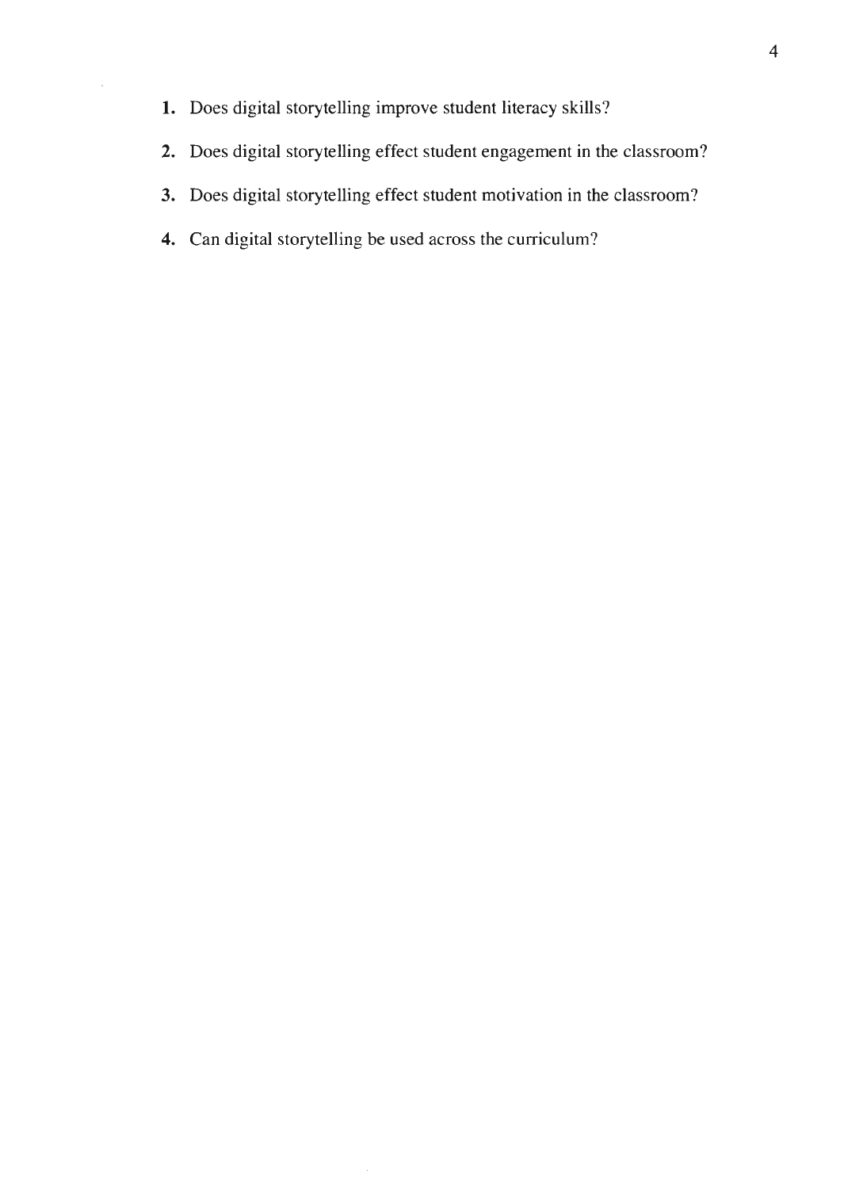1. Does digital storytelling improve student literacy skills?
2. Does digital storytelling effect student engagement in the classroom?
3. Does digital storytelling effect student motivation in the classroom?
4. Can digital storytelling be used across the curriculum?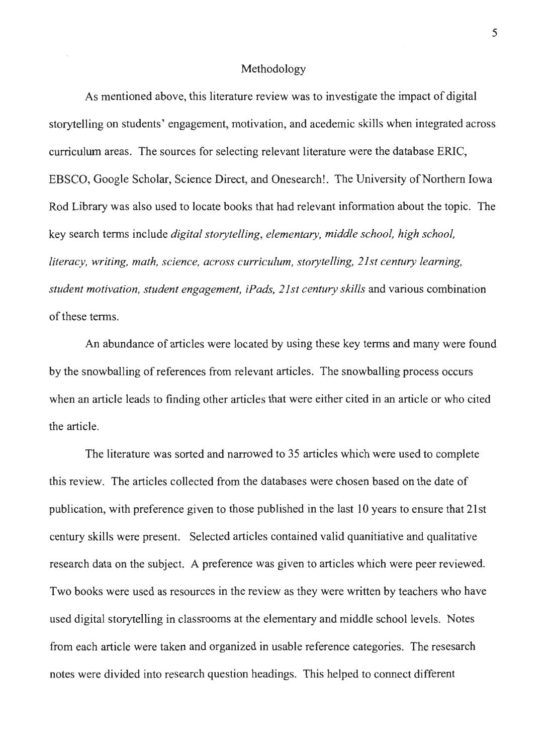## Methodology

As mentioned above, this literature review was to investigate the impact of digital storytelling on students' engagement, motivation, and acedemic skills when integrated across curriculum areas. The sources for selecting relevant literature were the database ERIC, EBSCO, Google Scholar, Science Direct, and Onesearch!. The University of Northern Iowa Rod Library was also used to locate books that had relevant information about the topic. The key search terms include *digital storytelling, elementary, middle school, high school, literacy, writing, math, science, across curriculum, storytelling, 21st century learning, student motivation, student engagement, iPads, 21st century skills* and various combination of these terms.

An abundance of articles were located by using these key terms and many were found by the snowballing of references from relevant articles. The snowballing process occurs when an article leads to finding other articles that were either cited in an article or who cited the article.

The literature was sorted and narrowed to 35 articles which were used to complete this review. The articles collected from the databases were chosen based on the date of publication, with preference given to those published in the last 10 years to ensure that 21st century skills were present. Selected articles contained valid quanitiative and qualitative research data on the subject. A preference was given to articles which were peer reviewed. Two books were used as resources in the review as they were written by teachers who have used digital storytelling in classrooms at the elementary and middle school levels. Notes from each article were taken and organized in usable reference categories. The resesarch notes were divided into research question headings. This helped to connect different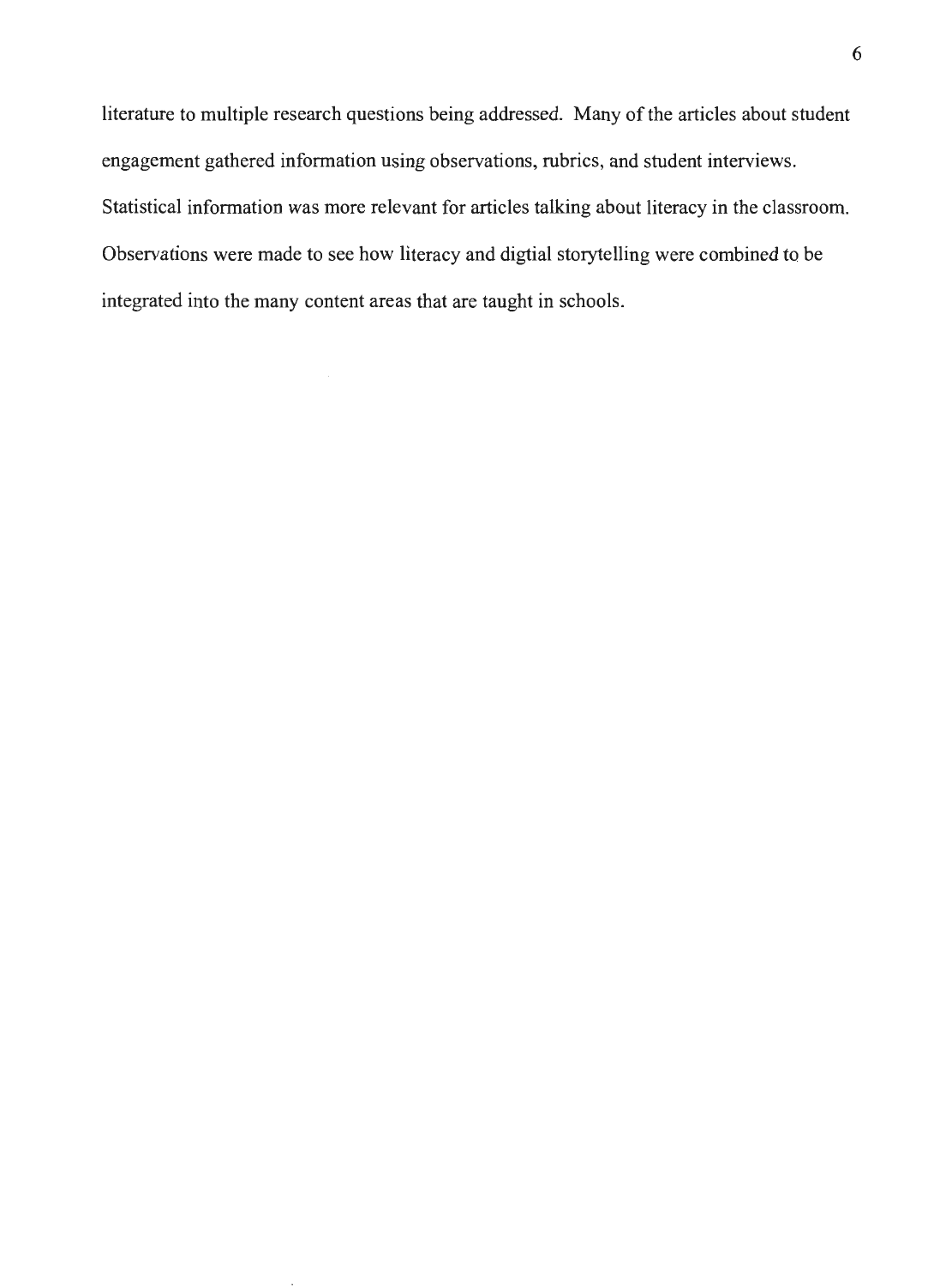literature to multiple research questions being addressed. Many of the articles about student engagement gathered information using observations, rubrics, and student interviews. Statistical information was more relevant for articles talking about literacy in the classroom. Observations were made to see how literacy and digtial storytelling were combined to be integrated into the many content areas that are taught in schools.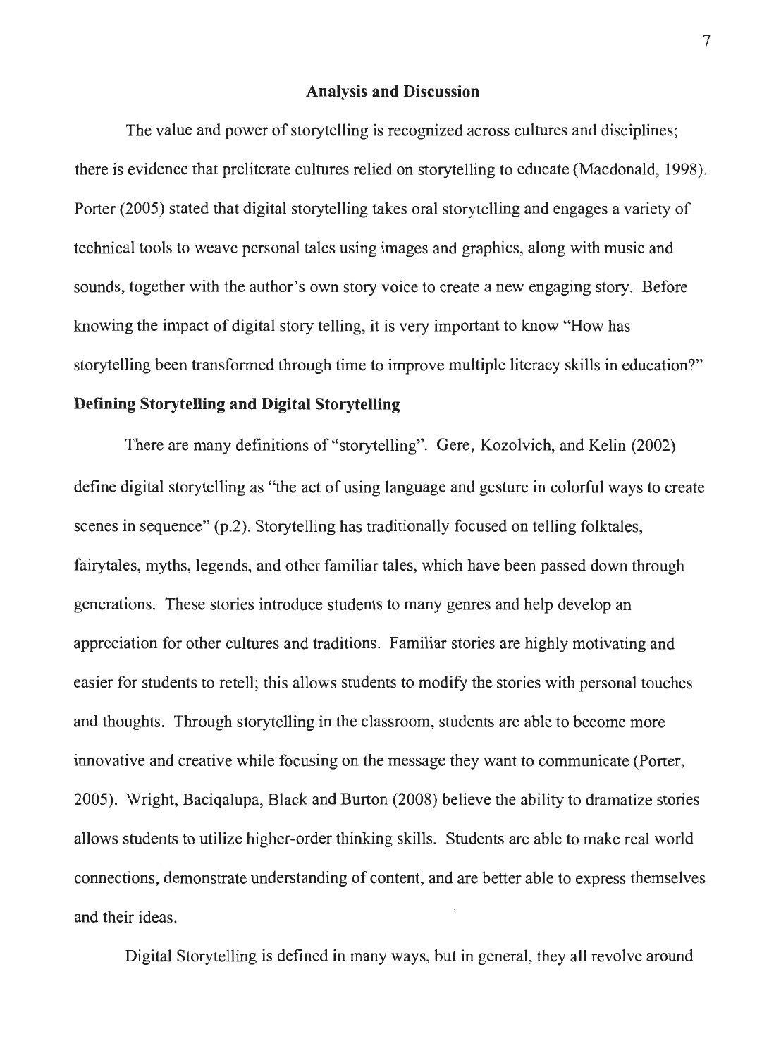## Analysis and Discussion

The value and power of storytelling is recognized across cultures and disciplines; there is evidence that preliterate cultures relied on storytelling to educate (Macdonald, 1998). Porter (2005) stated that digital storytelling takes oral storytelling and engages a variety of technical tools to weave personal tales using images and graphics, along with music and sounds, together with the author's own story voice to create a new engaging story. Before knowing the impact of digital story telling, it is very important to know "How has storytelling been transformed through time to improve multiple literacy skills in education?"

### Defining Storytelling and Digital Storytelling

There are many definitions of "storytelling". Gere, Kozolvich, and Kelin (2002) define digital storytelling as "the act of using language and gesture in colorful ways to create scenes in sequence" (p.2). Storytelling has traditionally focused on telling folktales, fairytales, myths, legends, and other familiar tales, which have been passed down through generations. These stories introduce students to many genres and help develop an appreciation for other cultures and traditions. Familiar stories are highly motivating and easier for students to retell; this allows students to modify the stories with personal touches and thoughts. Through storytelling in the classroom, students are able to become more innovative and creative while focusing on the message they want to communicate (Porter, 2005). Wright, Baciqalupa, Black and Burton (2008) believe the ability to dramatize stories allows students to utilize higher-order thinking skills. Students are able to make real world connections, demonstrate understanding of content, and are better able to express themselves and their ideas.

Digital Storytelling is defined in many ways, but in general, they all revolve around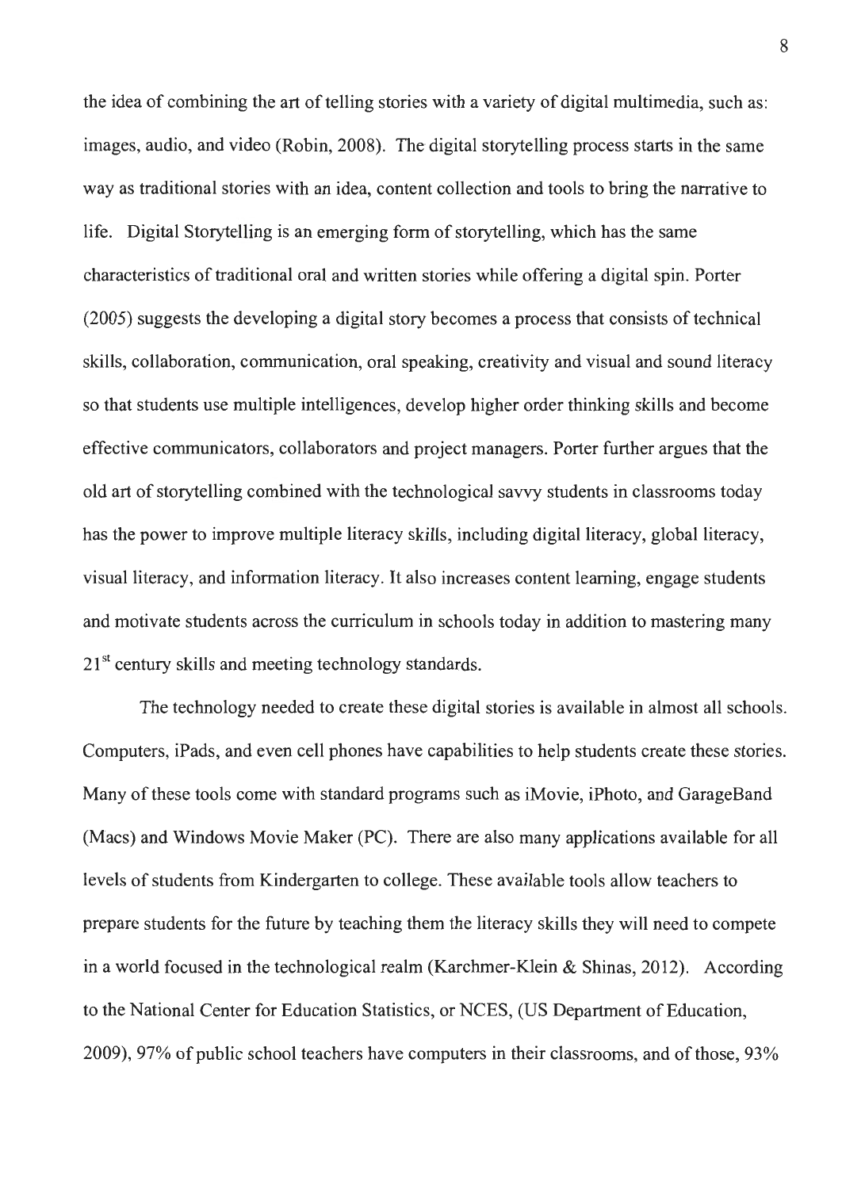the idea of combining the art of telling stories with a variety of digital multimedia, such as: images, audio, and video (Robin, 2008). The digital storytelling process starts in the same way as traditional stories with an idea, content collection and tools to bring the narrative to life. Digital Storytelling is an emerging form of storytelling, which has the same characteristics of traditional oral and written stories while offering a digital spin. Porter (2005) suggests the developing a digital story becomes a process that consists of technical skills, collaboration, communication, oral speaking, creativity and visual and sound literacy so that students use multiple intelligences, develop higher order thinking skills and become effective communicators, collaborators and project managers. Porter further argues that the old art of storytelling combined with the technological savvy students in classrooms today has the power to improve multiple literacy skills, including digital literacy, global literacy, visual literacy, and information literacy. It also increases content learning, engage students and motivate students across the curriculum in schools today in addition to mastering many 21st century skills and meeting technology standards.

The technology needed to create these digital stories is available in almost all schools. Computers, iPads, and even cell phones have capabilities to help students create these stories. Many of these tools come with standard programs such as iMovie, iPhoto, and GarageBand (Macs) and Windows Movie Maker (PC). There are also many applications available for all levels of students from Kindergarten to college. These available tools allow teachers to prepare students for the future by teaching them the literacy skills they will need to compete in a world focused in the technological realm (Karchmer-Klein & Shinas, 2012). According to the National Center for Education Statistics, or NCES, (US Department of Education, 2009), 97% of public school teachers have computers in their classrooms, and of those, 93%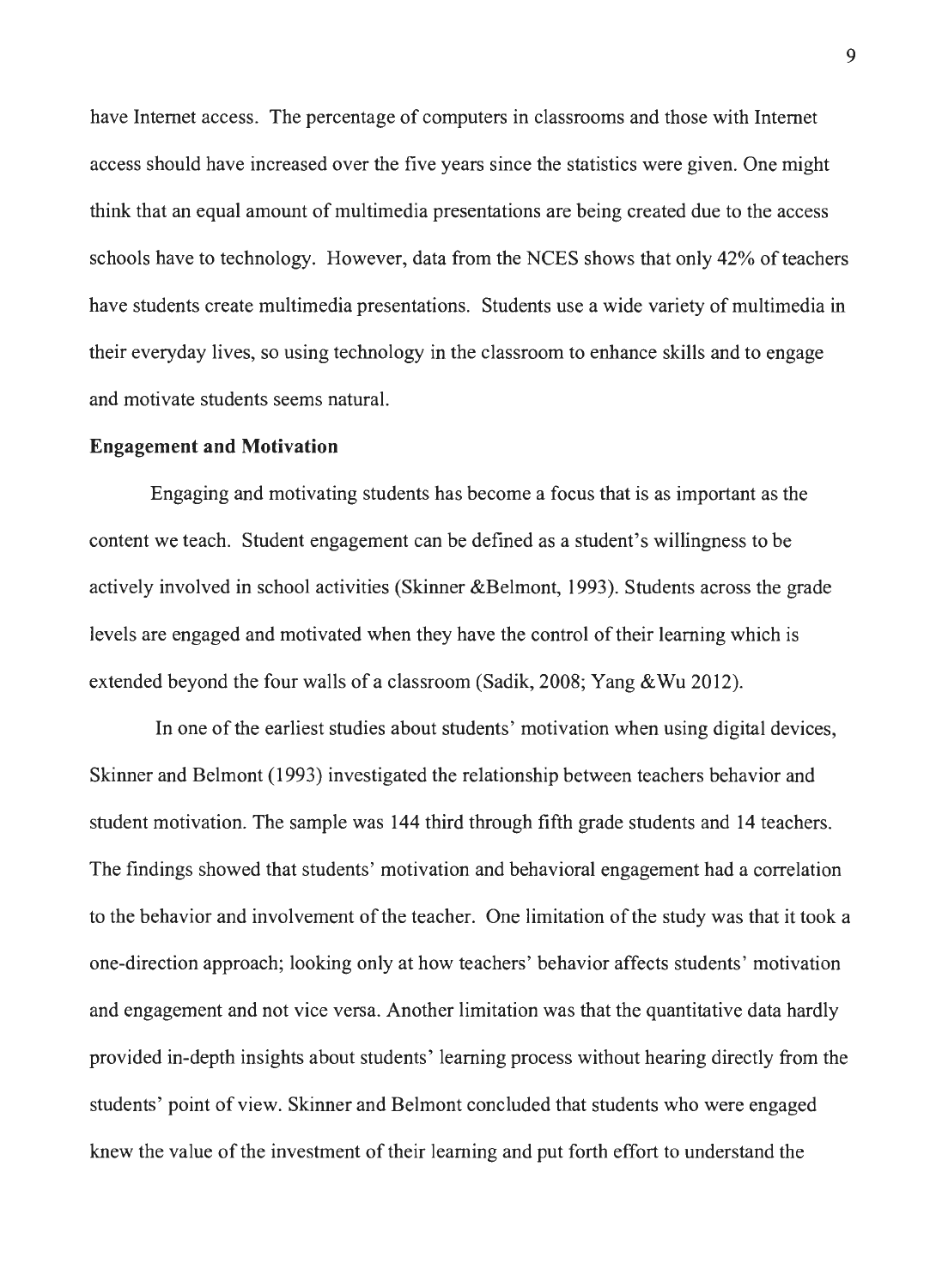have Internet access. The percentage of computers in classrooms and those with Internet access should have increased over the five years since the statistics were given. One might think that an equal amount of multimedia presentations are being created due to the access schools have to technology. However, data from the NCES shows that only 42% of teachers have students create multimedia presentations. Students use a wide variety of multimedia in their everyday lives, so using technology in the classroom to enhance skills and to engage and motivate students seems natural.

**Engagement and Motivation**

Engaging and motivating students has become a focus that is as important as the content we teach. Student engagement can be defined as a student's willingness to be actively involved in school activities (Skinner &Belmont, 1993). Students across the grade levels are engaged and motivated when they have the control of their learning which is extended beyond the four walls of a classroom (Sadik, 2008; Yang &Wu 2012).

In one of the earliest studies about students' motivation when using digital devices, Skinner and Belmont (1993) investigated the relationship between teachers behavior and student motivation. The sample was 144 third through fifth grade students and 14 teachers. The findings showed that students' motivation and behavioral engagement had a correlation to the behavior and involvement of the teacher. One limitation of the study was that it took a one-direction approach; looking only at how teachers' behavior affects students' motivation and engagement and not vice versa. Another limitation was that the quantitative data hardly provided in-depth insights about students' learning process without hearing directly from the students' point of view. Skinner and Belmont concluded that students who were engaged knew the value of the investment of their learning and put forth effort to understand the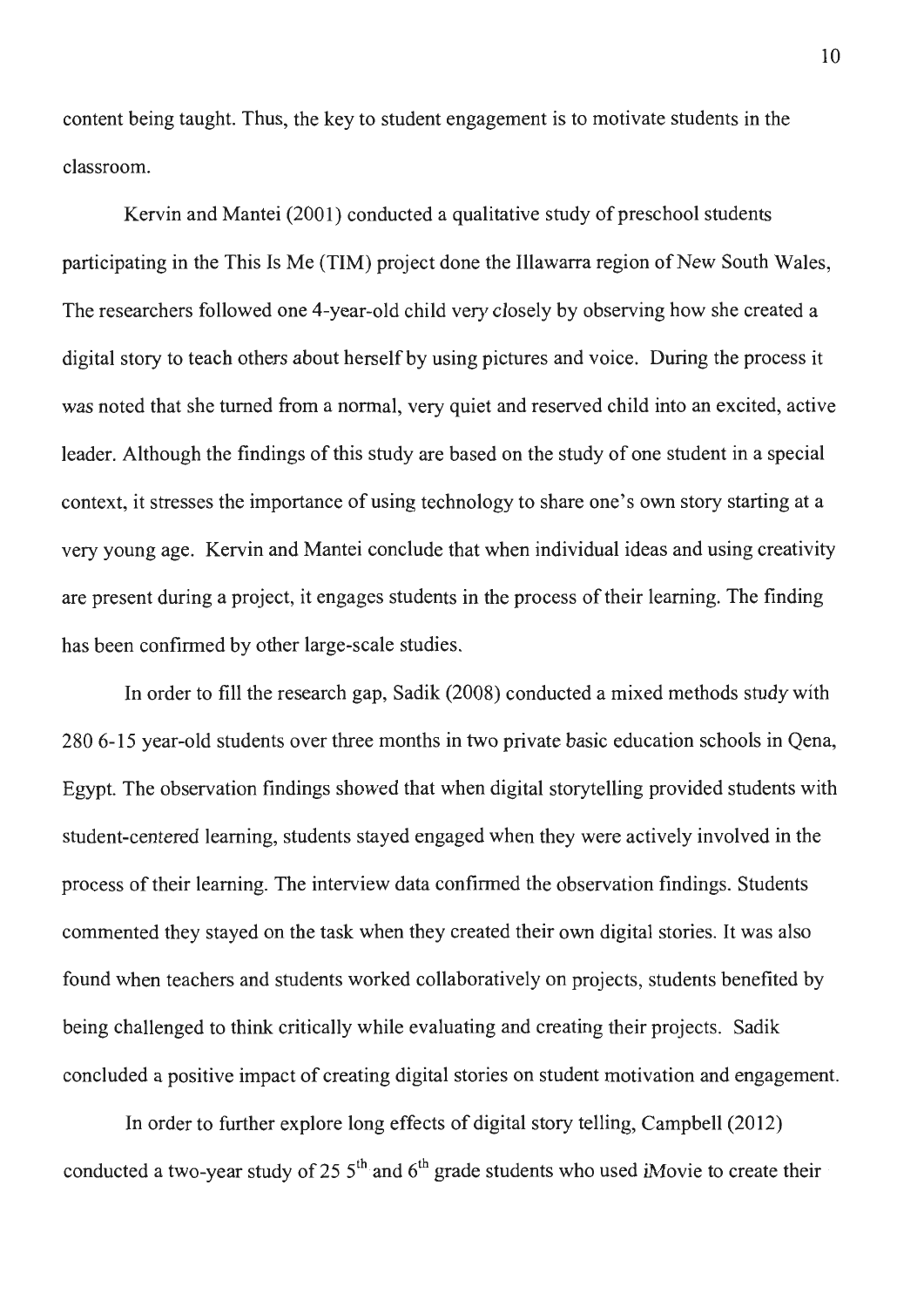content being taught. Thus, the key to student engagement is to motivate students in the classroom.

Kervin and Mantei (2001) conducted a qualitative study of preschool students participating in the This Is Me (TIM) project done the Illawarra region of New South Wales, The researchers followed one 4-year-old child very closely by observing how she created a digital story to teach others about herself by using pictures and voice. During the process it was noted that she turned from a normal, very quiet and reserved child into an excited, active leader. Although the findings of this study are based on the study of one student in a special context, it stresses the importance of using technology to share one's own story starting at a very young age. Kervin and Mantei conclude that when individual ideas and using creativity are present during a project, it engages students in the process of their learning. The finding has been confirmed by other large-scale studies.

In order to fill the research gap, Sadik (2008) conducted a mixed methods study with 280 6-15 year-old students over three months in two private basic education schools in Qena, Egypt. The observation findings showed that when digital storytelling provided students with student-centered learning, students stayed engaged when they were actively involved in the process of their learning. The interview data confirmed the observation findings. Students commented they stayed on the task when they created their own digital stories. It was also found when teachers and students worked collaboratively on projects, students benefited by being challenged to think critically while evaluating and creating their projects. Sadik concluded a positive impact of creating digital stories on student motivation and engagement.

In order to further explore long effects of digital story telling, Campbell (2012) conducted a two-year study of 25 5th and 6th grade students who used iMovie to create their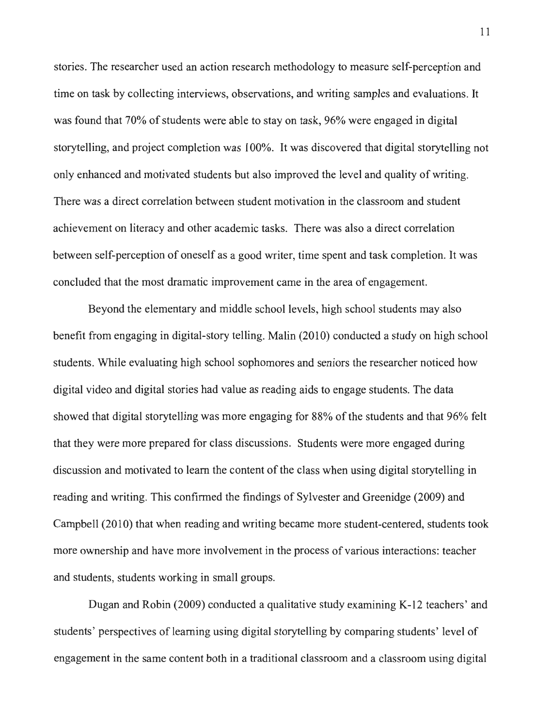stories. The researcher used an action research methodology to measure self-perception and time on task by collecting interviews, observations, and writing samples and evaluations. It was found that 70% of students were able to stay on task, 96% were engaged in digital storytelling, and project completion was 100%. It was discovered that digital storytelling not only enhanced and motivated students but also improved the level and quality of writing. There was a direct correlation between student motivation in the classroom and student achievement on literacy and other academic tasks. There was also a direct correlation between self-perception of oneself as a good writer, time spent and task completion. It was concluded that the most dramatic improvement came in the area of engagement.

Beyond the elementary and middle school levels, high school students may also benefit from engaging in digital-story telling. Malin (2010) conducted a study on high school students. While evaluating high school sophomores and seniors the researcher noticed how digital video and digital stories had value as reading aids to engage students. The data showed that digital storytelling was more engaging for 88% of the students and that 96% felt that they were more prepared for class discussions. Students were more engaged during discussion and motivated to learn the content of the class when using digital storytelling in reading and writing. This confirmed the findings of Sylvester and Greenidge (2009) and Campbell (2010) that when reading and writing became more student-centered, students took more ownership and have more involvement in the process of various interactions: teacher and students, students working in small groups.

Dugan and Robin (2009) conducted a qualitative study examining K-12 teachers' and students' perspectives of learning using digital storytelling by comparing students' level of engagement in the same content both in a traditional classroom and a classroom using digital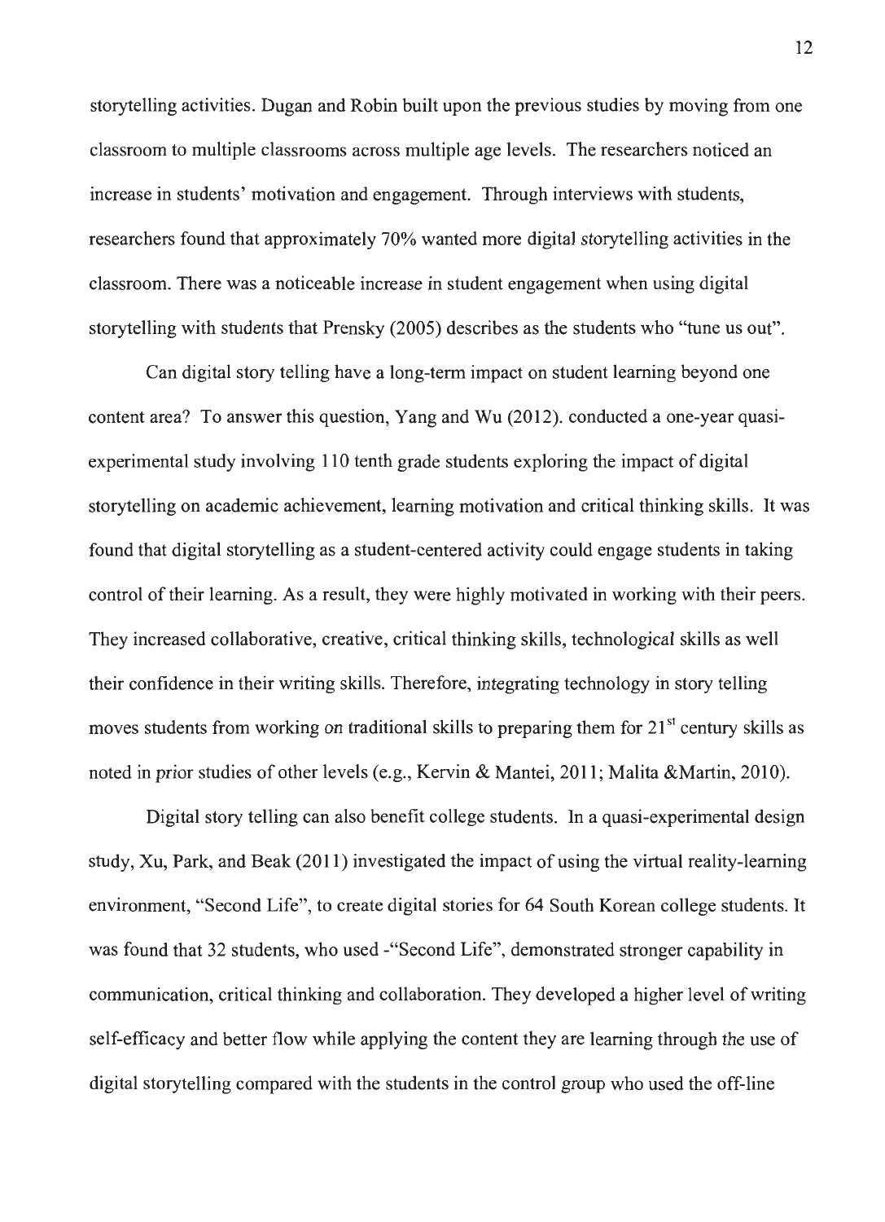storytelling activities. Dugan and Robin built upon the previous studies by moving from one classroom to multiple classrooms across multiple age levels. The researchers noticed an increase in students' motivation and engagement. Through interviews with students, researchers found that approximately 70% wanted more digital storytelling activities in the classroom. There was a noticeable increase in student engagement when using digital storytelling with students that Prensky (2005) describes as the students who "tune us out".

Can digital story telling have a long-term impact on student learning beyond one content area? To answer this question, Yang and Wu (2012). conducted a one-year quasi-experimental study involving 110 tenth grade students exploring the impact of digital storytelling on academic achievement, learning motivation and critical thinking skills. It was found that digital storytelling as a student-centered activity could engage students in taking control of their learning. As a result, they were highly motivated in working with their peers. They increased collaborative, creative, critical thinking skills, technological skills as well their confidence in their writing skills. Therefore, integrating technology in story telling moves students from working on traditional skills to preparing them for 21st century skills as noted in prior studies of other levels (e.g., Kervin & Mantei, 2011; Malita &Martin, 2010).

Digital story telling can also benefit college students. In a quasi-experimental design study, Xu, Park, and Beak (2011) investigated the impact of using the virtual reality-learning environment, "Second Life", to create digital stories for 64 South Korean college students. It was found that 32 students, who used -"Second Life", demonstrated stronger capability in communication, critical thinking and collaboration. They developed a higher level of writing self-efficacy and better flow while applying the content they are learning through the use of digital storytelling compared with the students in the control group who used the off-line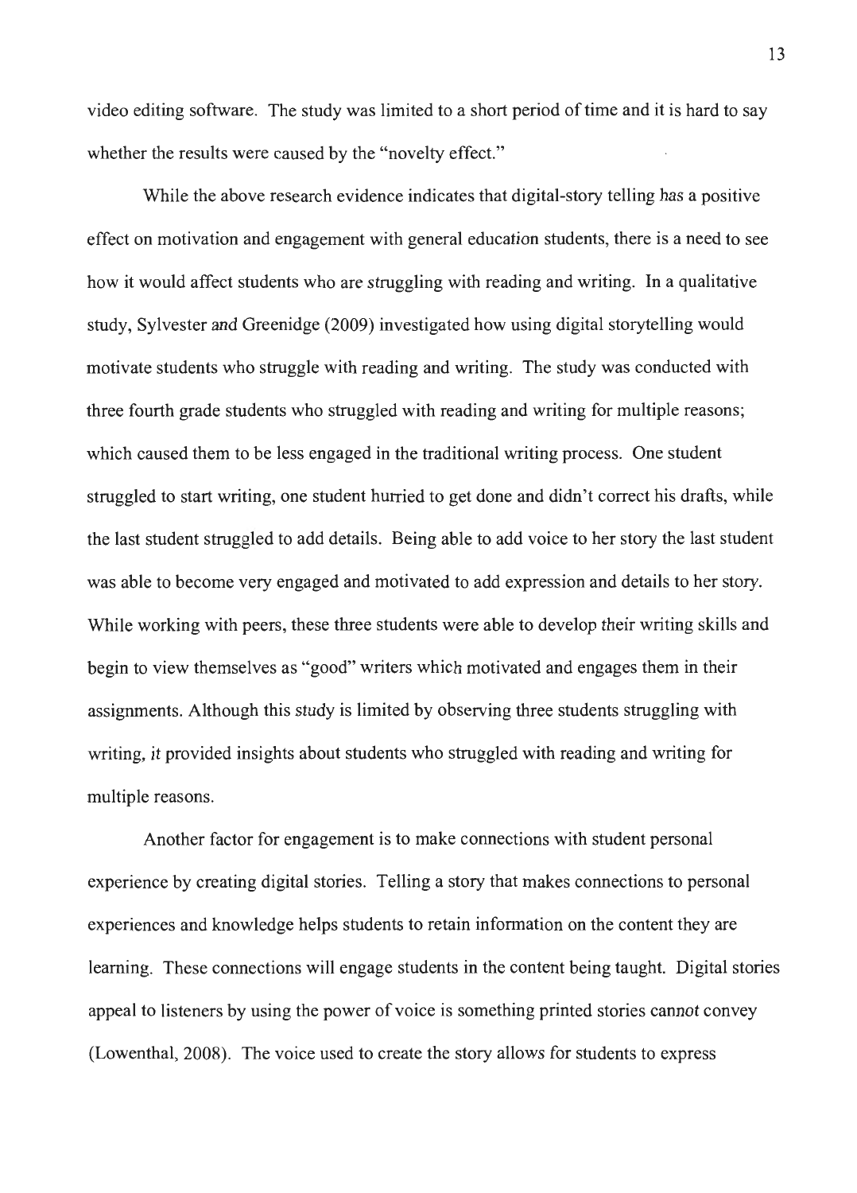video editing software. The study was limited to a short period of time and it is hard to say whether the results were caused by the "novelty effect."

While the above research evidence indicates that digital-story telling has a positive effect on motivation and engagement with general education students, there is a need to see how it would affect students who are struggling with reading and writing. In a qualitative study, Sylvester and Greenidge (2009) investigated how using digital storytelling would motivate students who struggle with reading and writing. The study was conducted with three fourth grade students who struggled with reading and writing for multiple reasons; which caused them to be less engaged in the traditional writing process. One student struggled to start writing, one student hurried to get done and didn't correct his drafts, while the last student struggled to add details. Being able to add voice to her story the last student was able to become very engaged and motivated to add expression and details to her story. While working with peers, these three students were able to develop their writing skills and begin to view themselves as "good" writers which motivated and engages them in their assignments. Although this study is limited by observing three students struggling with writing, it provided insights about students who struggled with reading and writing for multiple reasons.

Another factor for engagement is to make connections with student personal experience by creating digital stories. Telling a story that makes connections to personal experiences and knowledge helps students to retain information on the content they are learning. These connections will engage students in the content being taught. Digital stories appeal to listeners by using the power of voice is something printed stories cannot convey (Lowenthal, 2008). The voice used to create the story allows for students to express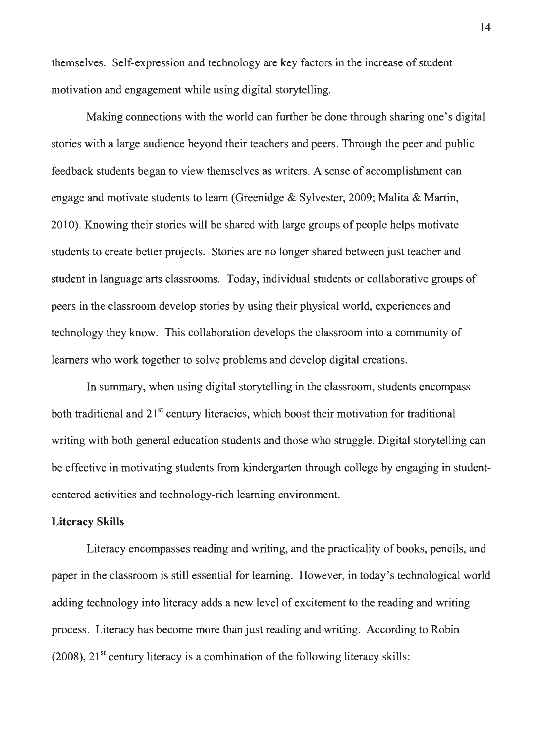themselves. Self-expression and technology are key factors in the increase of student motivation and engagement while using digital storytelling.

Making connections with the world can further be done through sharing one's digital stories with a large audience beyond their teachers and peers. Through the peer and public feedback students began to view themselves as writers. A sense of accomplishment can engage and motivate students to learn (Greenidge & Sylvester, 2009; Malita & Martin, 2010). Knowing their stories will be shared with large groups of people helps motivate students to create better projects. Stories are no longer shared between just teacher and student in language arts classrooms. Today, individual students or collaborative groups of peers in the classroom develop stories by using their physical world, experiences and technology they know. This collaboration develops the classroom into a community of learners who work together to solve problems and develop digital creations.

In summary, when using digital storytelling in the classroom, students encompass both traditional and 21st century literacies, which boost their motivation for traditional writing with both general education students and those who struggle. Digital storytelling can be effective in motivating students from kindergarten through college by engaging in student-centered activities and technology-rich learning environment.

**Literacy Skills**

Literacy encompasses reading and writing, and the practicality of books, pencils, and paper in the classroom is still essential for learning. However, in today's technological world adding technology into literacy adds a new level of excitement to the reading and writing process. Literacy has become more than just reading and writing. According to Robin (2008), 21st century literacy is a combination of the following literacy skills: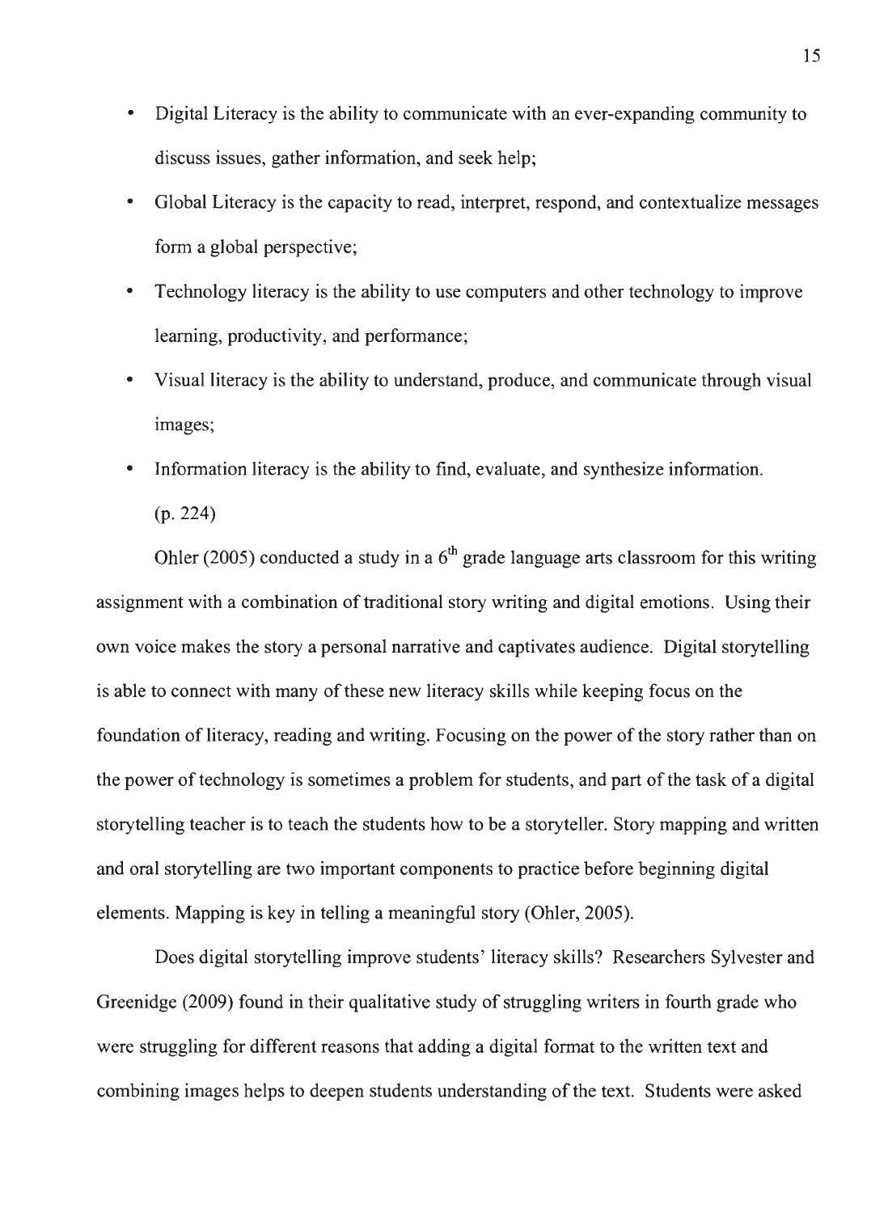- Digital Literacy is the ability to communicate with an ever-expanding community to discuss issues, gather information, and seek help;
- Global Literacy is the capacity to read, interpret, respond, and contextualize messages form a global perspective;
- Technology literacy is the ability to use computers and other technology to improve learning, productivity, and performance;
- Visual literacy is the ability to understand, produce, and communicate through visual images;
- Information literacy is the ability to find, evaluate, and synthesize information. (p. 224)

Ohler (2005) conducted a study in a 6th grade language arts classroom for this writing assignment with a combination of traditional story writing and digital emotions. Using their own voice makes the story a personal narrative and captivates audience. Digital storytelling is able to connect with many of these new literacy skills while keeping focus on the foundation of literacy, reading and writing. Focusing on the power of the story rather than on the power of technology is sometimes a problem for students, and part of the task of a digital storytelling teacher is to teach the students how to be a storyteller. Story mapping and written and oral storytelling are two important components to practice before beginning digital elements. Mapping is key in telling a meaningful story (Ohler, 2005).

Does digital storytelling improve students' literacy skills? Researchers Sylvester and Greenidge (2009) found in their qualitative study of struggling writers in fourth grade who were struggling for different reasons that adding a digital format to the written text and combining images helps to deepen students understanding of the text. Students were asked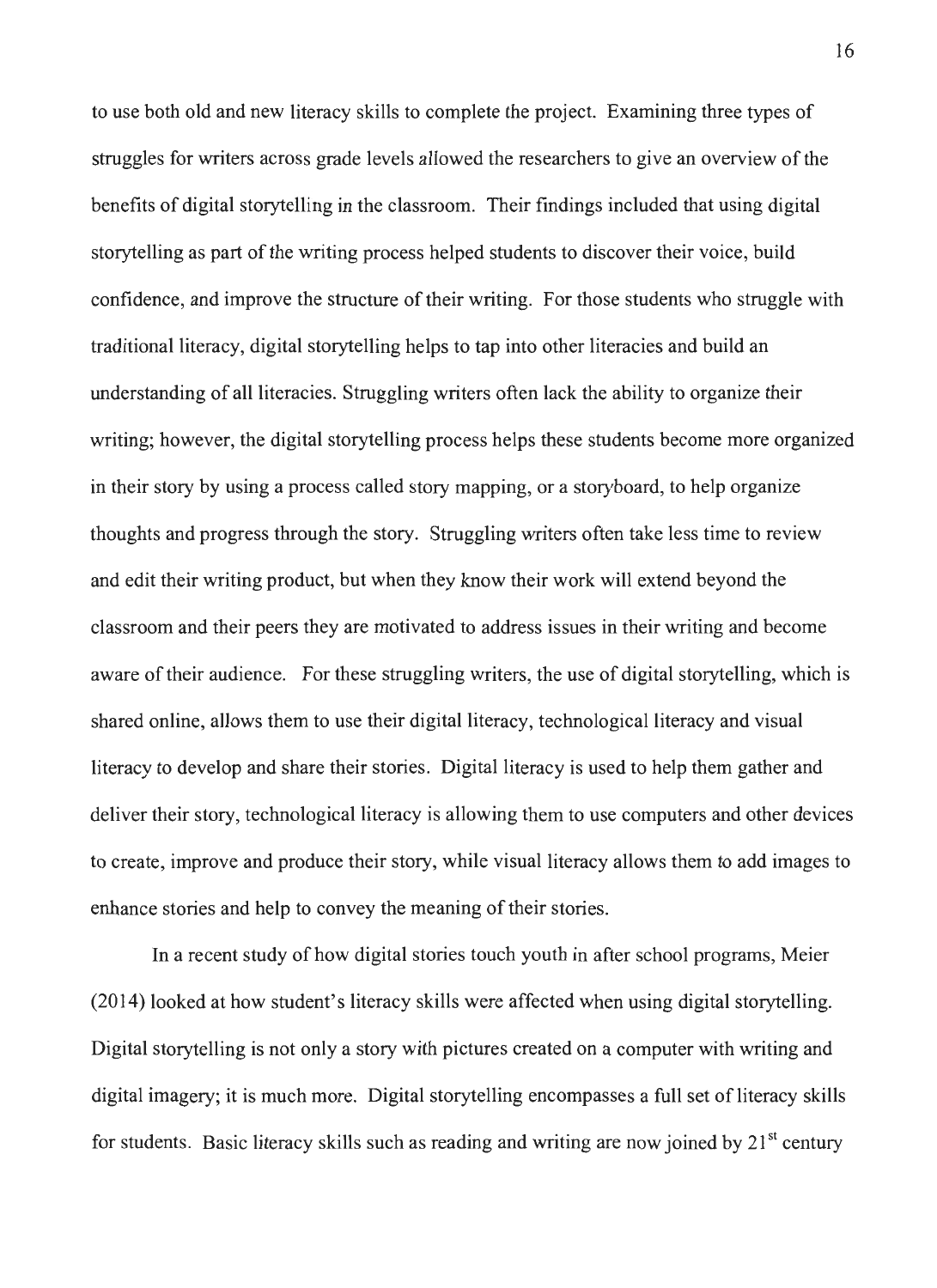to use both old and new literacy skills to complete the project. Examining three types of struggles for writers across grade levels allowed the researchers to give an overview of the benefits of digital storytelling in the classroom. Their findings included that using digital storytelling as part of the writing process helped students to discover their voice, build confidence, and improve the structure of their writing. For those students who struggle with traditional literacy, digital storytelling helps to tap into other literacies and build an understanding of all literacies. Struggling writers often lack the ability to organize their writing; however, the digital storytelling process helps these students become more organized in their story by using a process called story mapping, or a storyboard, to help organize thoughts and progress through the story. Struggling writers often take less time to review and edit their writing product, but when they know their work will extend beyond the classroom and their peers they are motivated to address issues in their writing and become aware of their audience. For these struggling writers, the use of digital storytelling, which is shared online, allows them to use their digital literacy, technological literacy and visual literacy to develop and share their stories. Digital literacy is used to help them gather and deliver their story, technological literacy is allowing them to use computers and other devices to create, improve and produce their story, while visual literacy allows them to add images to enhance stories and help to convey the meaning of their stories.

In a recent study of how digital stories touch youth in after school programs, Meier (2014) looked at how student's literacy skills were affected when using digital storytelling. Digital storytelling is not only a story with pictures created on a computer with writing and digital imagery; it is much more. Digital storytelling encompasses a full set of literacy skills for students. Basic literacy skills such as reading and writing are now joined by 21st century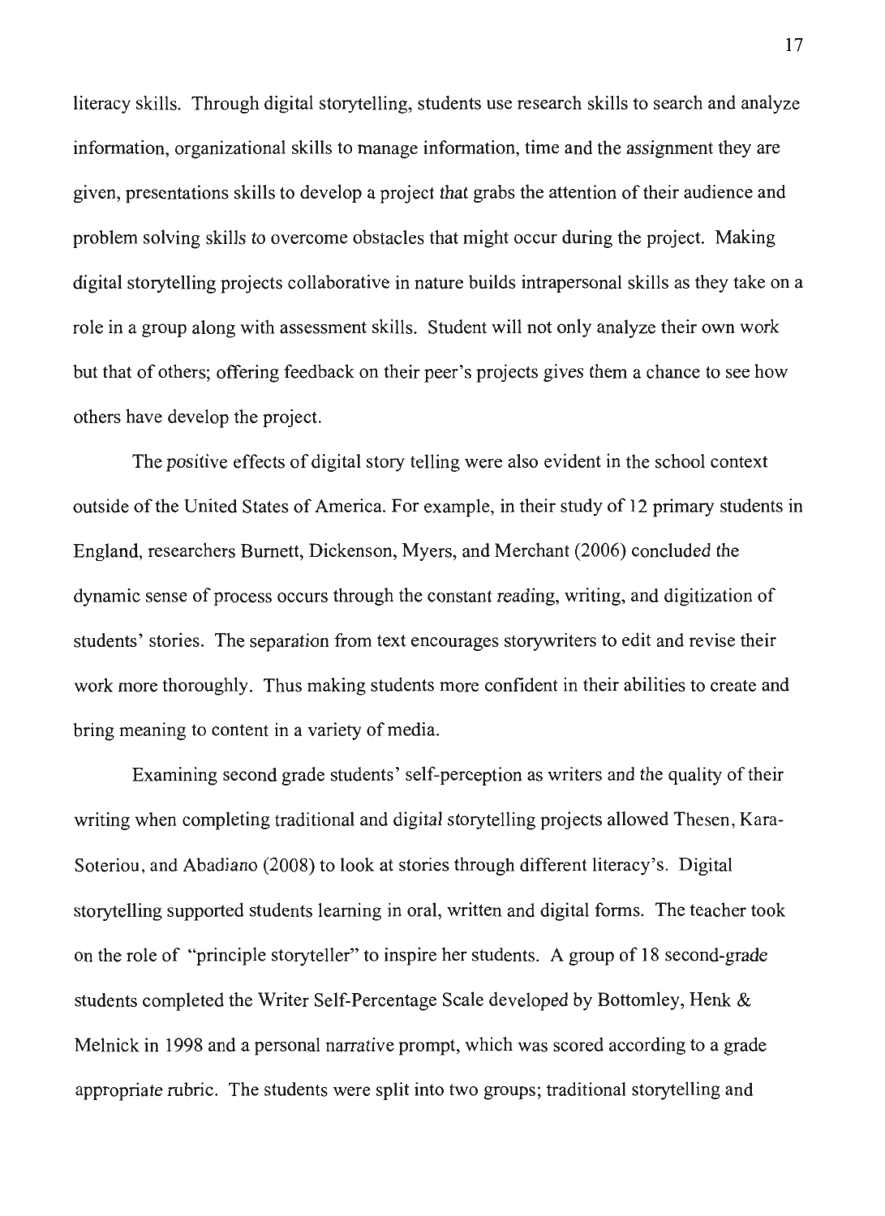literacy skills. Through digital storytelling, students use research skills to search and analyze information, organizational skills to manage information, time and the assignment they are given, presentations skills to develop a project that grabs the attention of their audience and problem solving skills to overcome obstacles that might occur during the project. Making digital storytelling projects collaborative in nature builds intrapersonal skills as they take on a role in a group along with assessment skills. Student will not only analyze their own work but that of others; offering feedback on their peer's projects gives them a chance to see how others have develop the project.

The positive effects of digital story telling were also evident in the school context outside of the United States of America. For example, in their study of 12 primary students in England, researchers Burnett, Dickenson, Myers, and Merchant (2006) concluded the dynamic sense of process occurs through the constant reading, writing, and digitization of students' stories. The separation from text encourages storywriters to edit and revise their work more thoroughly. Thus making students more confident in their abilities to create and bring meaning to content in a variety of media.

Examining second grade students' self-perception as writers and the quality of their writing when completing traditional and digital storytelling projects allowed Thesen, Kara-Soteriou, and Abadiano (2008) to look at stories through different literacy's. Digital storytelling supported students learning in oral, written and digital forms. The teacher took on the role of "principle storyteller" to inspire her students. A group of 18 second-grade students completed the Writer Self-Percentage Scale developed by Bottomley, Henk & Melnick in 1998 and a personal narrative prompt, which was scored according to a grade appropriate rubric. The students were split into two groups; traditional storytelling and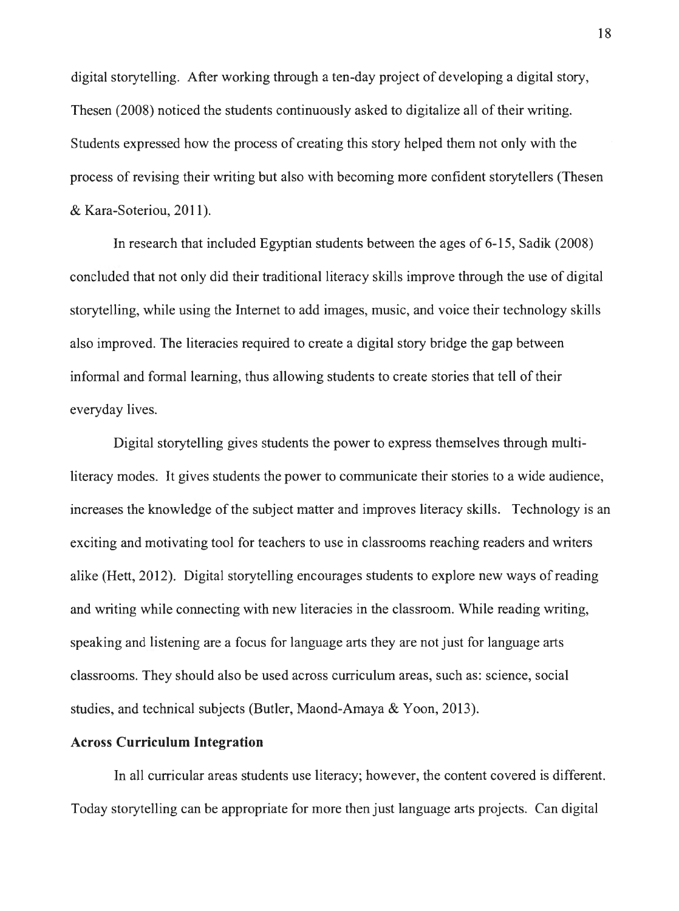digital storytelling. After working through a ten-day project of developing a digital story, Thesen (2008) noticed the students continuously asked to digitalize all of their writing. Students expressed how the process of creating this story helped them not only with the process of revising their writing but also with becoming more confident storytellers (Thesen & Kara-Soteriou, 2011).

In research that included Egyptian students between the ages of 6-15, Sadik (2008) concluded that not only did their traditional literacy skills improve through the use of digital storytelling, while using the Internet to add images, music, and voice their technology skills also improved. The literacies required to create a digital story bridge the gap between informal and formal learning, thus allowing students to create stories that tell of their everyday lives.

Digital storytelling gives students the power to express themselves through multi-literacy modes. It gives students the power to communicate their stories to a wide audience, increases the knowledge of the subject matter and improves literacy skills. Technology is an exciting and motivating tool for teachers to use in classrooms reaching readers and writers alike (Hett, 2012). Digital storytelling encourages students to explore new ways of reading and writing while connecting with new literacies in the classroom. While reading writing, speaking and listening are a focus for language arts they are not just for language arts classrooms. They should also be used across curriculum areas, such as: science, social studies, and technical subjects (Butler, Maond-Amaya & Yoon, 2013).

**Across Curriculum Integration**

In all curricular areas students use literacy; however, the content covered is different. Today storytelling can be appropriate for more then just language arts projects. Can digital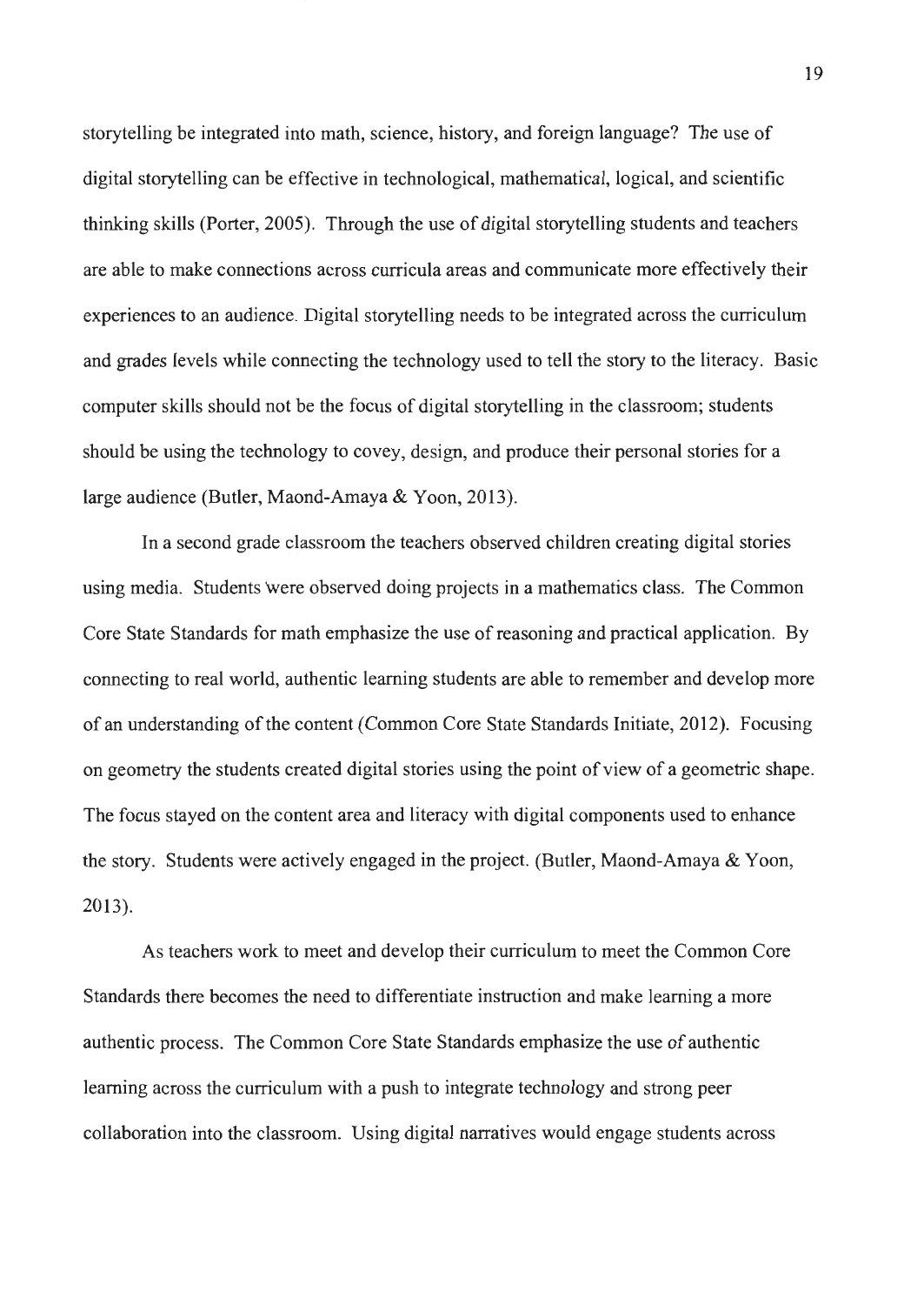storytelling be integrated into math, science, history, and foreign language? The use of digital storytelling can be effective in technological, mathematical, logical, and scientific thinking skills (Porter, 2005). Through the use of digital storytelling students and teachers are able to make connections across curricula areas and communicate more effectively their experiences to an audience. Digital storytelling needs to be integrated across the curriculum and grades levels while connecting the technology used to tell the story to the literacy. Basic computer skills should not be the focus of digital storytelling in the classroom; students should be using the technology to covey, design, and produce their personal stories for a large audience (Butler, Maond-Amaya & Yoon, 2013).

In a second grade classroom the teachers observed children creating digital stories using media. Students were observed doing projects in a mathematics class. The Common Core State Standards for math emphasize the use of reasoning and practical application. By connecting to real world, authentic learning students are able to remember and develop more of an understanding of the content (Common Core State Standards Initiate, 2012). Focusing on geometry the students created digital stories using the point of view of a geometric shape. The focus stayed on the content area and literacy with digital components used to enhance the story. Students were actively engaged in the project. (Butler, Maond-Amaya & Yoon, 2013).

As teachers work to meet and develop their curriculum to meet the Common Core Standards there becomes the need to differentiate instruction and make learning a more authentic process. The Common Core State Standards emphasize the use of authentic learning across the curriculum with a push to integrate technology and strong peer collaboration into the classroom. Using digital narratives would engage students across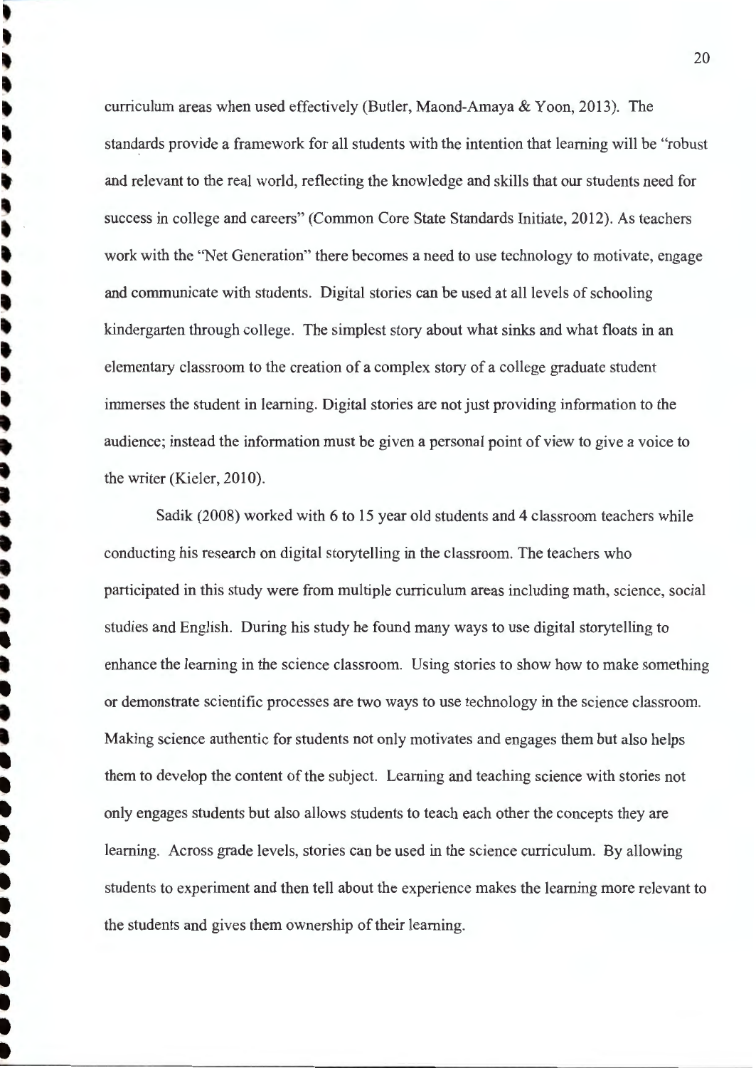curriculum areas when used effectively (Butler, Maond-Amaya & Yoon, 2013). The standards provide a framework for all students with the intention that learning will be "robust and relevant to the real world, reflecting the knowledge and skills that our students need for success in college and careers" (Common Core State Standards Initiate, 2012). As teachers work with the "Net Generation" there becomes a need to use technology to motivate, engage and communicate with students. Digital stories can be used at all levels of schooling kindergarten through college. The simplest story about what sinks and what floats in an elementary classroom to the creation of a complex story of a college graduate student immerses the student in learning. Digital stories are not just providing information to the audience; instead the information must be given a personal point of view to give a voice to the writer (Kieler, 2010).

Sadik (2008) worked with 6 to 15 year old students and 4 classroom teachers while conducting his research on digital storytelling in the classroom. The teachers who participated in this study were from multiple curriculum areas including math, science, social studies and English. During his study he found many ways to use digital storytelling to enhance the learning in the science classroom. Using stories to show how to make something or demonstrate scientific processes are two ways to use technology in the science classroom. Making science authentic for students not only motivates and engages them but also helps them to develop the content of the subject. Learning and teaching science with stories not only engages students but also allows students to teach each other the concepts they are learning. Across grade levels, stories can be used in the science curriculum. By allowing students to experiment and then tell about the experience makes the learning more relevant to the students and gives them ownership of their learning.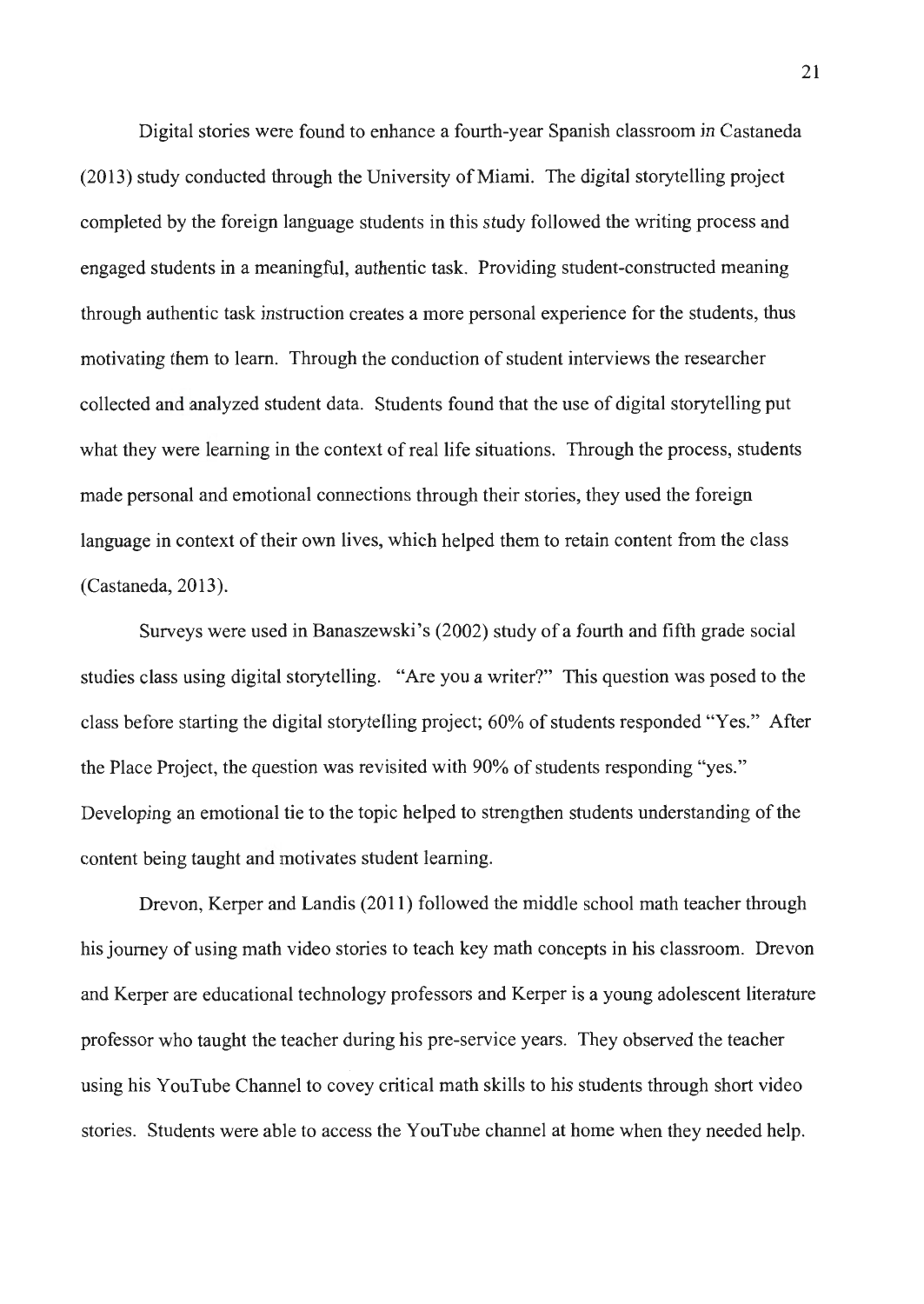Digital stories were found to enhance a fourth-year Spanish classroom in Castaneda (2013) study conducted through the University of Miami. The digital storytelling project completed by the foreign language students in this study followed the writing process and engaged students in a meaningful, authentic task. Providing student-constructed meaning through authentic task instruction creates a more personal experience for the students, thus motivating them to learn. Through the conduction of student interviews the researcher collected and analyzed student data. Students found that the use of digital storytelling put what they were learning in the context of real life situations. Through the process, students made personal and emotional connections through their stories, they used the foreign language in context of their own lives, which helped them to retain content from the class (Castaneda, 2013).

Surveys were used in Banaszewski's (2002) study of a fourth and fifth grade social studies class using digital storytelling. "Are you a writer?" This question was posed to the class before starting the digital storytelling project; 60% of students responded "Yes." After the Place Project, the question was revisited with 90% of students responding "yes." Developing an emotional tie to the topic helped to strengthen students understanding of the content being taught and motivates student learning.

Drevon, Kerper and Landis (2011) followed the middle school math teacher through his journey of using math video stories to teach key math concepts in his classroom. Drevon and Kerper are educational technology professors and Kerper is a young adolescent literature professor who taught the teacher during his pre-service years. They observed the teacher using his YouTube Channel to covey critical math skills to his students through short video stories. Students were able to access the YouTube channel at home when they needed help.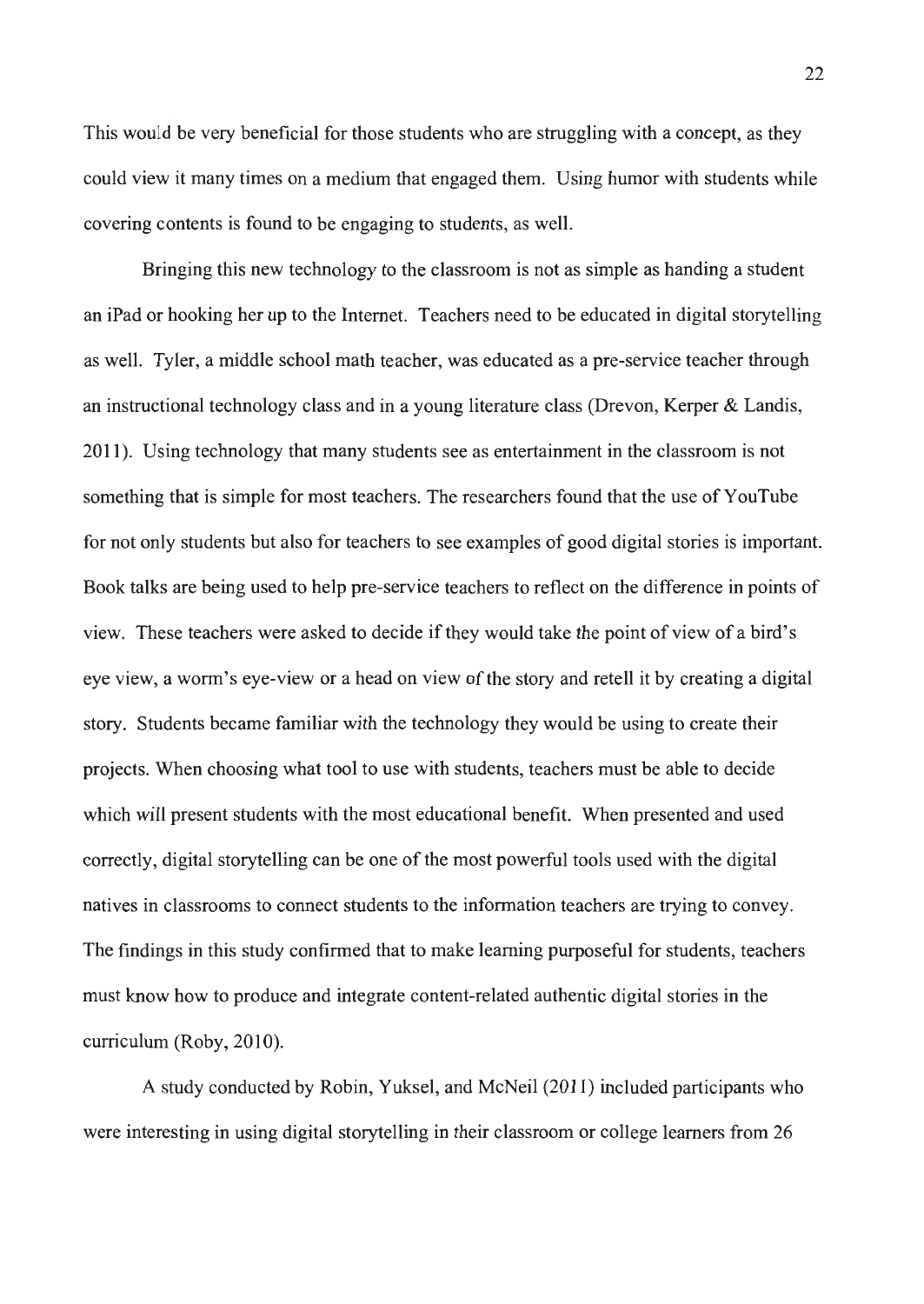This would be very beneficial for those students who are struggling with a concept, as they could view it many times on a medium that engaged them. Using humor with students while covering contents is found to be engaging to students, as well.

Bringing this new technology to the classroom is not as simple as handing a student an iPad or hooking her up to the Internet. Teachers need to be educated in digital storytelling as well. Tyler, a middle school math teacher, was educated as a pre-service teacher through an instructional technology class and in a young literature class (Drevon, Kerper & Landis, 2011). Using technology that many students see as entertainment in the classroom is not something that is simple for most teachers. The researchers found that the use of YouTube for not only students but also for teachers to see examples of good digital stories is important. Book talks are being used to help pre-service teachers to reflect on the difference in points of view. These teachers were asked to decide if they would take the point of view of a bird's eye view, a worm's eye-view or a head on view of the story and retell it by creating a digital story. Students became familiar with the technology they would be using to create their projects. When choosing what tool to use with students, teachers must be able to decide which will present students with the most educational benefit. When presented and used correctly, digital storytelling can be one of the most powerful tools used with the digital natives in classrooms to connect students to the information teachers are trying to convey. The findings in this study confirmed that to make learning purposeful for students, teachers must know how to produce and integrate content-related authentic digital stories in the curriculum (Roby, 2010).

A study conducted by Robin, Yuksel, and McNeil (2011) included participants who were interesting in using digital storytelling in their classroom or college learners from 26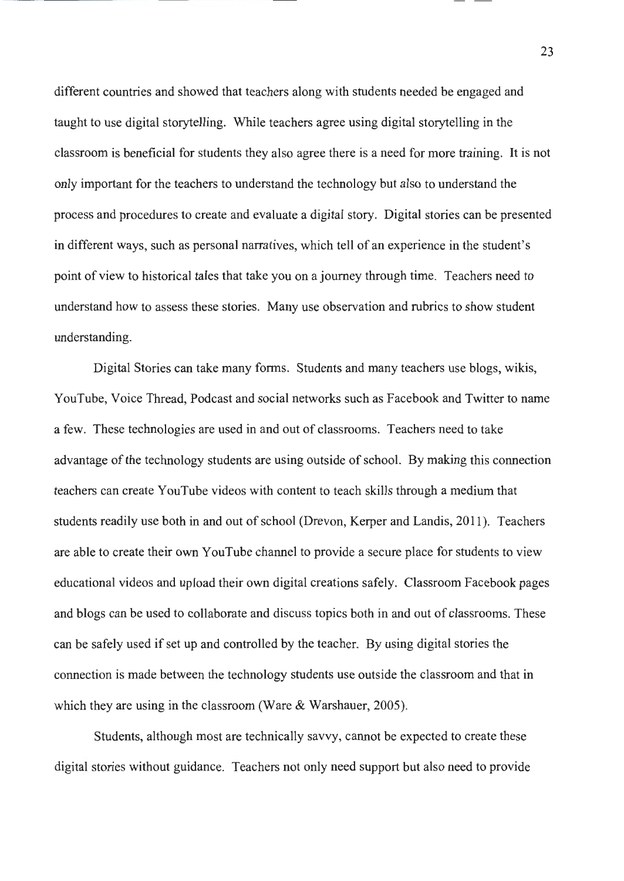different countries and showed that teachers along with students needed be engaged and taught to use digital storytelling. While teachers agree using digital storytelling in the classroom is beneficial for students they also agree there is a need for more training. It is not only important for the teachers to understand the technology but also to understand the process and procedures to create and evaluate a digital story. Digital stories can be presented in different ways, such as personal narratives, which tell of an experience in the student's point of view to historical tales that take you on a journey through time. Teachers need to understand how to assess these stories. Many use observation and rubrics to show student understanding.

Digital Stories can take many forms. Students and many teachers use blogs, wikis, YouTube, Voice Thread, Podcast and social networks such as Facebook and Twitter to name a few. These technologies are used in and out of classrooms. Teachers need to take advantage of the technology students are using outside of school. By making this connection teachers can create YouTube videos with content to teach skills through a medium that students readily use both in and out of school (Drevon, Kerper and Landis, 2011). Teachers are able to create their own YouTube channel to provide a secure place for students to view educational videos and upload their own digital creations safely. Classroom Facebook pages and blogs can be used to collaborate and discuss topics both in and out of classrooms. These can be safely used if set up and controlled by the teacher. By using digital stories the connection is made between the technology students use outside the classroom and that in which they are using in the classroom (Ware & Warshauer, 2005).

Students, although most are technically savvy, cannot be expected to create these digital stories without guidance. Teachers not only need support but also need to provide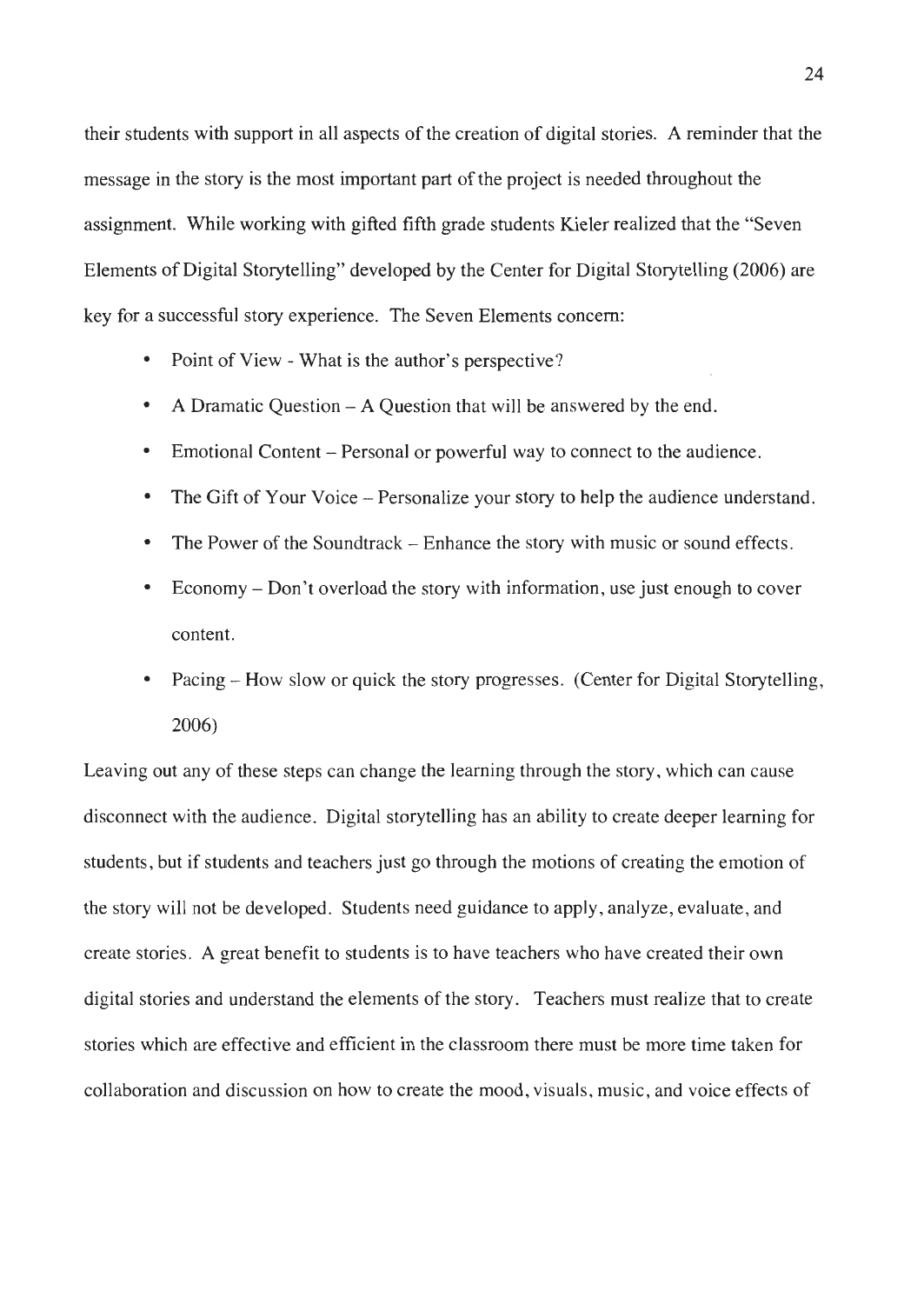their students with support in all aspects of the creation of digital stories. A reminder that the message in the story is the most important part of the project is needed throughout the assignment. While working with gifted fifth grade students Kieler realized that the "Seven Elements of Digital Storytelling" developed by the Center for Digital Storytelling (2006) are key for a successful story experience. The Seven Elements concern:

- Point of View - What is the author's perspective?
- A Dramatic Question – A Question that will be answered by the end.
- Emotional Content – Personal or powerful way to connect to the audience.
- The Gift of Your Voice – Personalize your story to help the audience understand.
- The Power of the Soundtrack – Enhance the story with music or sound effects.
- Economy – Don't overload the story with information, use just enough to cover content.
- Pacing – How slow or quick the story progresses. (Center for Digital Storytelling, 2006)

Leaving out any of these steps can change the learning through the story, which can cause disconnect with the audience. Digital storytelling has an ability to create deeper learning for students, but if students and teachers just go through the motions of creating the emotion of the story will not be developed. Students need guidance to apply, analyze, evaluate, and create stories. A great benefit to students is to have teachers who have created their own digital stories and understand the elements of the story. Teachers must realize that to create stories which are effective and efficient in the classroom there must be more time taken for collaboration and discussion on how to create the mood, visuals, music, and voice effects of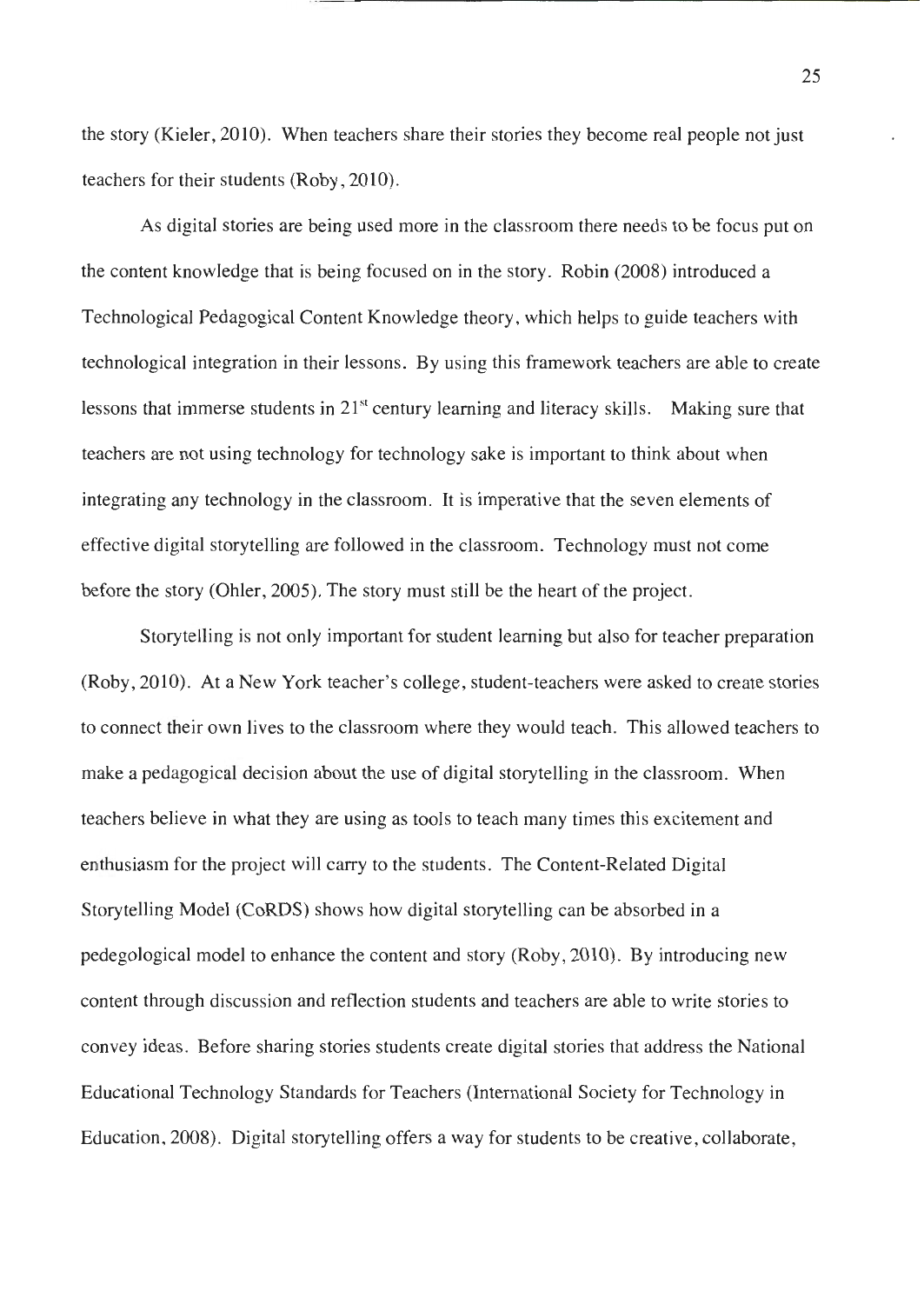the story (Kieler, 2010). When teachers share their stories they become real people not just teachers for their students (Roby, 2010).

As digital stories are being used more in the classroom there needs to be focus put on the content knowledge that is being focused on in the story. Robin (2008) introduced a Technological Pedagogical Content Knowledge theory, which helps to guide teachers with technological integration in their lessons. By using this framework teachers are able to create lessons that immerse students in 21st century learning and literacy skills. Making sure that teachers are not using technology for technology sake is important to think about when integrating any technology in the classroom. It is imperative that the seven elements of effective digital storytelling are followed in the classroom. Technology must not come before the story (Ohler, 2005). The story must still be the heart of the project.

Storytelling is not only important for student learning but also for teacher preparation (Roby, 2010). At a New York teacher's college, student-teachers were asked to create stories to connect their own lives to the classroom where they would teach. This allowed teachers to make a pedagogical decision about the use of digital storytelling in the classroom. When teachers believe in what they are using as tools to teach many times this excitement and enthusiasm for the project will carry to the students. The Content-Related Digital Storytelling Model (CoRDS) shows how digital storytelling can be absorbed in a pedegological model to enhance the content and story (Roby, 2010). By introducing new content through discussion and reflection students and teachers are able to write stories to convey ideas. Before sharing stories students create digital stories that address the National Educational Technology Standards for Teachers (International Society for Technology in Education, 2008). Digital storytelling offers a way for students to be creative, collaborate,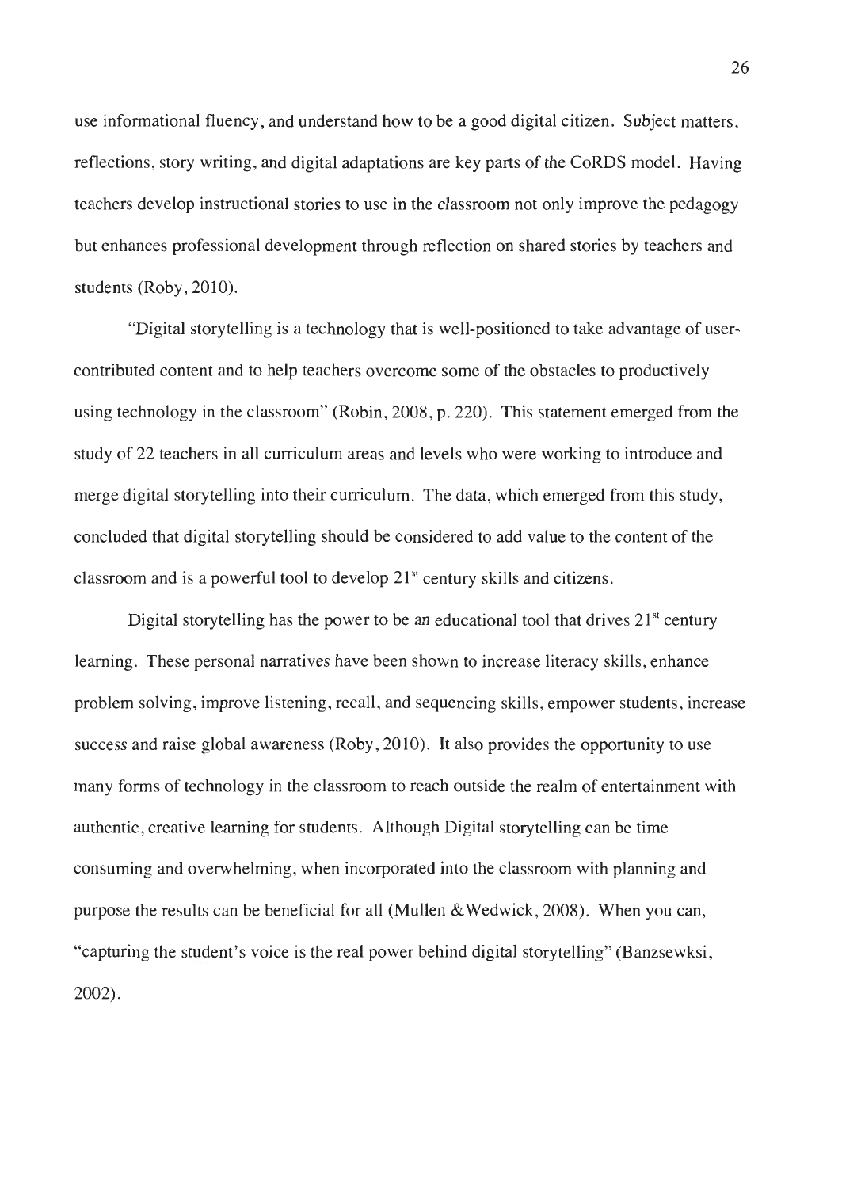use informational fluency, and understand how to be a good digital citizen. Subject matters, reflections, story writing, and digital adaptations are key parts of the CoRDS model. Having teachers develop instructional stories to use in the classroom not only improve the pedagogy but enhances professional development through reflection on shared stories by teachers and students (Roby, 2010).

"Digital storytelling is a technology that is well-positioned to take advantage of user-contributed content and to help teachers overcome some of the obstacles to productively using technology in the classroom" (Robin, 2008, p. 220). This statement emerged from the study of 22 teachers in all curriculum areas and levels who were working to introduce and merge digital storytelling into their curriculum. The data, which emerged from this study, concluded that digital storytelling should be considered to add value to the content of the classroom and is a powerful tool to develop 21st century skills and citizens.

Digital storytelling has the power to be an educational tool that drives 21st century learning. These personal narratives have been shown to increase literacy skills, enhance problem solving, improve listening, recall, and sequencing skills, empower students, increase success and raise global awareness (Roby, 2010). It also provides the opportunity to use many forms of technology in the classroom to reach outside the realm of entertainment with authentic, creative learning for students. Although Digital storytelling can be time consuming and overwhelming, when incorporated into the classroom with planning and purpose the results can be beneficial for all (Mullen &Wedwick, 2008). When you can, "capturing the student's voice is the real power behind digital storytelling" (Banzsewksi, 2002).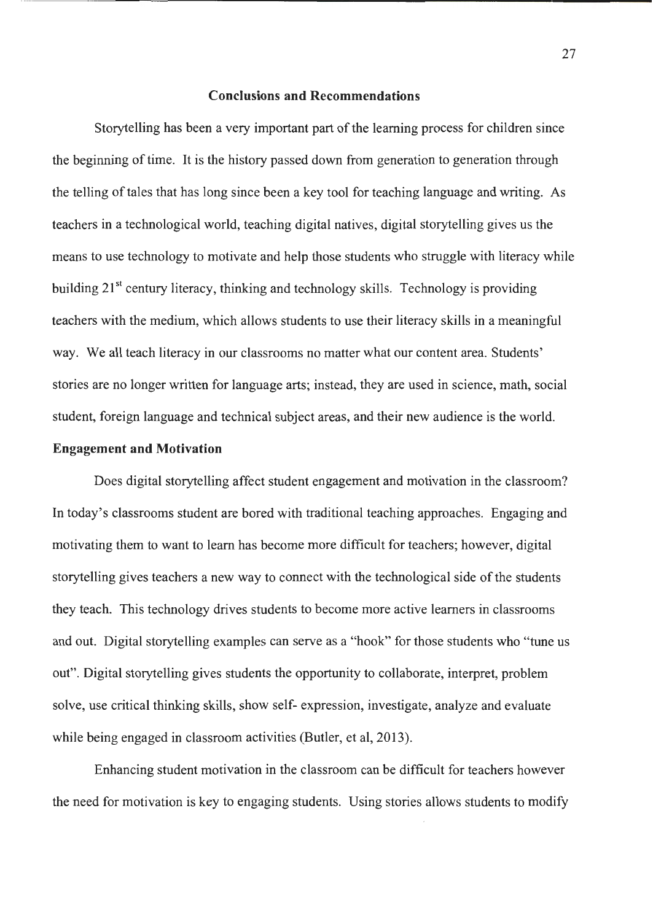## Conclusions and Recommendations

Storytelling has been a very important part of the learning process for children since the beginning of time. It is the history passed down from generation to generation through the telling of tales that has long since been a key tool for teaching language and writing. As teachers in a technological world, teaching digital natives, digital storytelling gives us the means to use technology to motivate and help those students who struggle with literacy while building 21st century literacy, thinking and technology skills. Technology is providing teachers with the medium, which allows students to use their literacy skills in a meaningful way. We all teach literacy in our classrooms no matter what our content area. Students' stories are no longer written for language arts; instead, they are used in science, math, social student, foreign language and technical subject areas, and their new audience is the world.

### Engagement and Motivation

Does digital storytelling affect student engagement and motivation in the classroom? In today's classrooms student are bored with traditional teaching approaches. Engaging and motivating them to want to learn has become more difficult for teachers; however, digital storytelling gives teachers a new way to connect with the technological side of the students they teach. This technology drives students to become more active learners in classrooms and out. Digital storytelling examples can serve as a "hook" for those students who "tune us out". Digital storytelling gives students the opportunity to collaborate, interpret, problem solve, use critical thinking skills, show self- expression, investigate, analyze and evaluate while being engaged in classroom activities (Butler, et al, 2013).

Enhancing student motivation in the classroom can be difficult for teachers however the need for motivation is key to engaging students. Using stories allows students to modify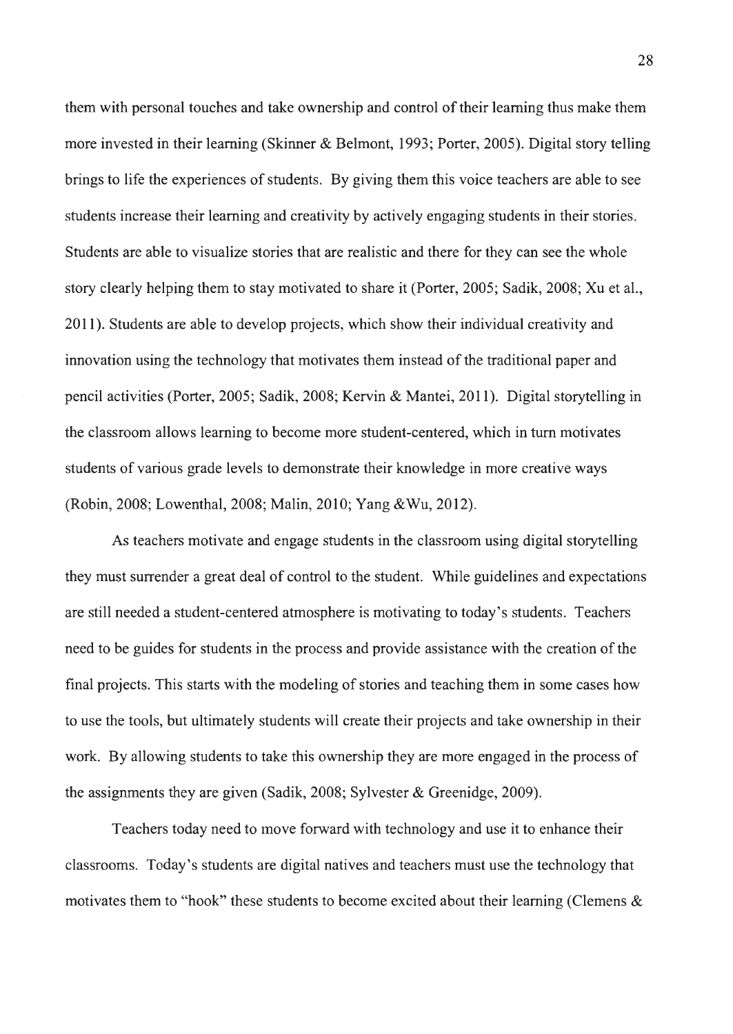them with personal touches and take ownership and control of their learning thus make them more invested in their learning (Skinner & Belmont, 1993; Porter, 2005). Digital story telling brings to life the experiences of students. By giving them this voice teachers are able to see students increase their learning and creativity by actively engaging students in their stories. Students are able to visualize stories that are realistic and there for they can see the whole story clearly helping them to stay motivated to share it (Porter, 2005; Sadik, 2008; Xu et al., 2011). Students are able to develop projects, which show their individual creativity and innovation using the technology that motivates them instead of the traditional paper and pencil activities (Porter, 2005; Sadik, 2008; Kervin & Mantei, 2011). Digital storytelling in the classroom allows learning to become more student-centered, which in turn motivates students of various grade levels to demonstrate their knowledge in more creative ways (Robin, 2008; Lowenthal, 2008; Malin, 2010; Yang &Wu, 2012).

As teachers motivate and engage students in the classroom using digital storytelling they must surrender a great deal of control to the student. While guidelines and expectations are still needed a student-centered atmosphere is motivating to today's students. Teachers need to be guides for students in the process and provide assistance with the creation of the final projects. This starts with the modeling of stories and teaching them in some cases how to use the tools, but ultimately students will create their projects and take ownership in their work. By allowing students to take this ownership they are more engaged in the process of the assignments they are given (Sadik, 2008; Sylvester & Greenidge, 2009).

Teachers today need to move forward with technology and use it to enhance their classrooms. Today's students are digital natives and teachers must use the technology that motivates them to "hook" these students to become excited about their learning (Clemens &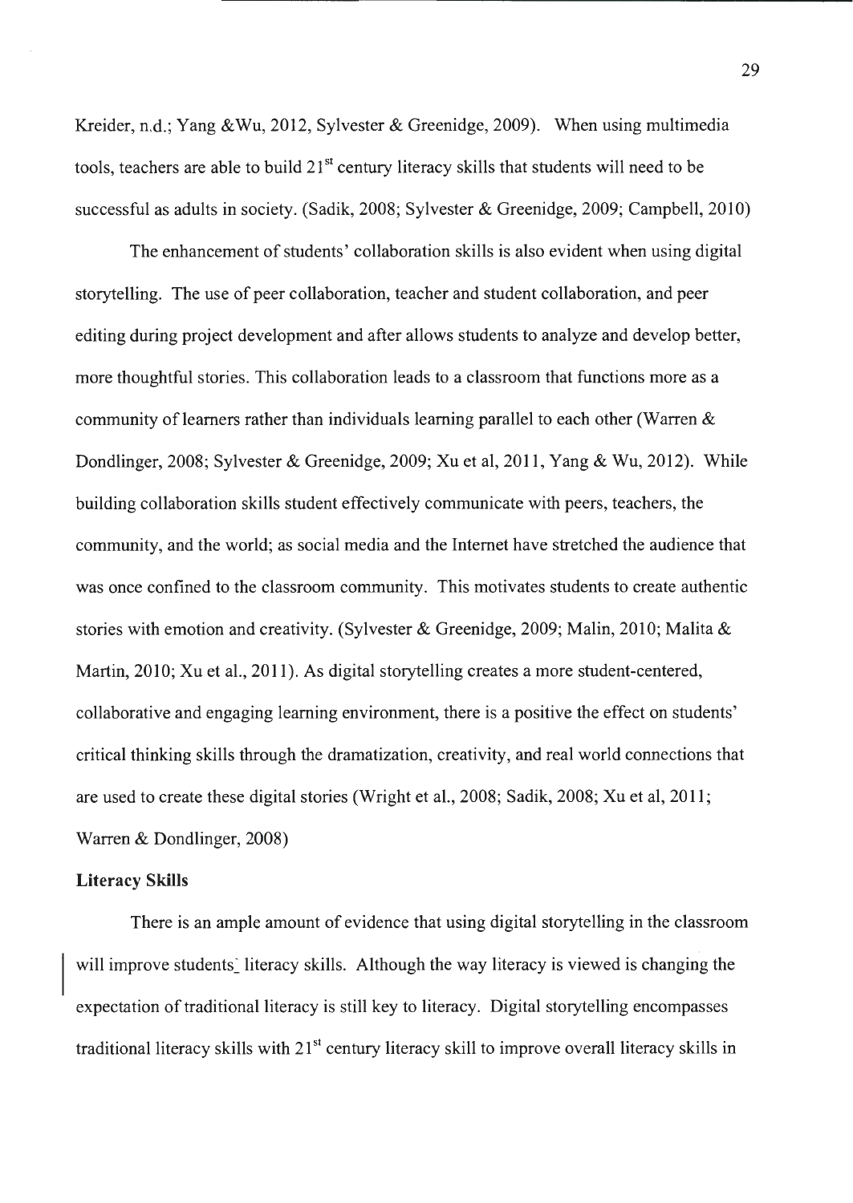Kreider, n.d.; Yang &Wu, 2012, Sylvester & Greenidge, 2009). When using multimedia tools, teachers are able to build 21st century literacy skills that students will need to be successful as adults in society. (Sadik, 2008; Sylvester & Greenidge, 2009; Campbell, 2010)

The enhancement of students' collaboration skills is also evident when using digital storytelling. The use of peer collaboration, teacher and student collaboration, and peer editing during project development and after allows students to analyze and develop better, more thoughtful stories. This collaboration leads to a classroom that functions more as a community of learners rather than individuals learning parallel to each other (Warren & Dondlinger, 2008; Sylvester & Greenidge, 2009; Xu et al, 2011, Yang & Wu, 2012). While building collaboration skills student effectively communicate with peers, teachers, the community, and the world; as social media and the Internet have stretched the audience that was once confined to the classroom community. This motivates students to create authentic stories with emotion and creativity. (Sylvester & Greenidge, 2009; Malin, 2010; Malita & Martin, 2010; Xu et al., 2011). As digital storytelling creates a more student-centered, collaborative and engaging learning environment, there is a positive the effect on students' critical thinking skills through the dramatization, creativity, and real world connections that are used to create these digital stories (Wright et al., 2008; Sadik, 2008; Xu et al, 2011; Warren & Dondlinger, 2008)

**Literacy Skills**

There is an ample amount of evidence that using digital storytelling in the classroom will improve students' literacy skills. Although the way literacy is viewed is changing the expectation of traditional literacy is still key to literacy. Digital storytelling encompasses traditional literacy skills with 21st century literacy skill to improve overall literacy skills in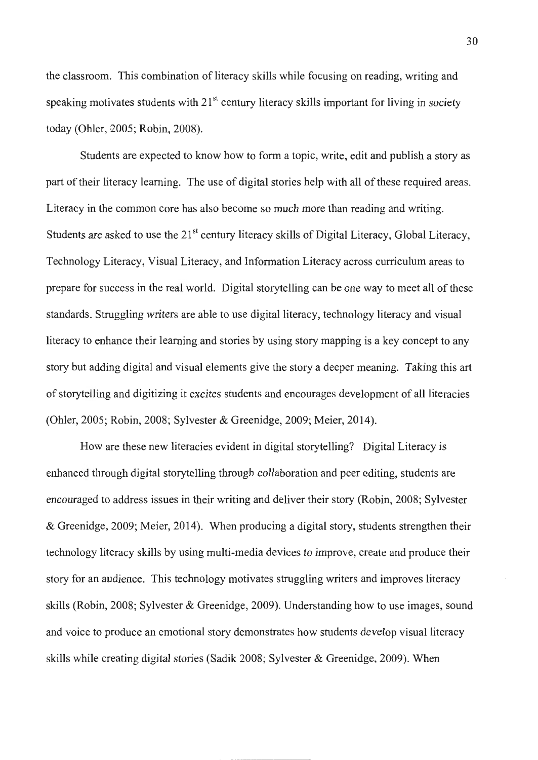the classroom. This combination of literacy skills while focusing on reading, writing and speaking motivates students with 21st century literacy skills important for living in society today (Ohler, 2005; Robin, 2008).

Students are expected to know how to form a topic, write, edit and publish a story as part of their literacy learning. The use of digital stories help with all of these required areas. Literacy in the common core has also become so much more than reading and writing. Students are asked to use the 21st century literacy skills of Digital Literacy, Global Literacy, Technology Literacy, Visual Literacy, and Information Literacy across curriculum areas to prepare for success in the real world. Digital storytelling can be one way to meet all of these standards. Struggling writers are able to use digital literacy, technology literacy and visual literacy to enhance their learning and stories by using story mapping is a key concept to any story but adding digital and visual elements give the story a deeper meaning. Taking this art of storytelling and digitizing it excites students and encourages development of all literacies (Ohler, 2005; Robin, 2008; Sylvester & Greenidge, 2009; Meier, 2014).

How are these new literacies evident in digital storytelling? Digital Literacy is enhanced through digital storytelling through collaboration and peer editing, students are encouraged to address issues in their writing and deliver their story (Robin, 2008; Sylvester & Greenidge, 2009; Meier, 2014). When producing a digital story, students strengthen their technology literacy skills by using multi-media devices to improve, create and produce their story for an audience. This technology motivates struggling writers and improves literacy skills (Robin, 2008; Sylvester & Greenidge, 2009). Understanding how to use images, sound and voice to produce an emotional story demonstrates how students develop visual literacy skills while creating digital stories (Sadik 2008; Sylvester & Greenidge, 2009). When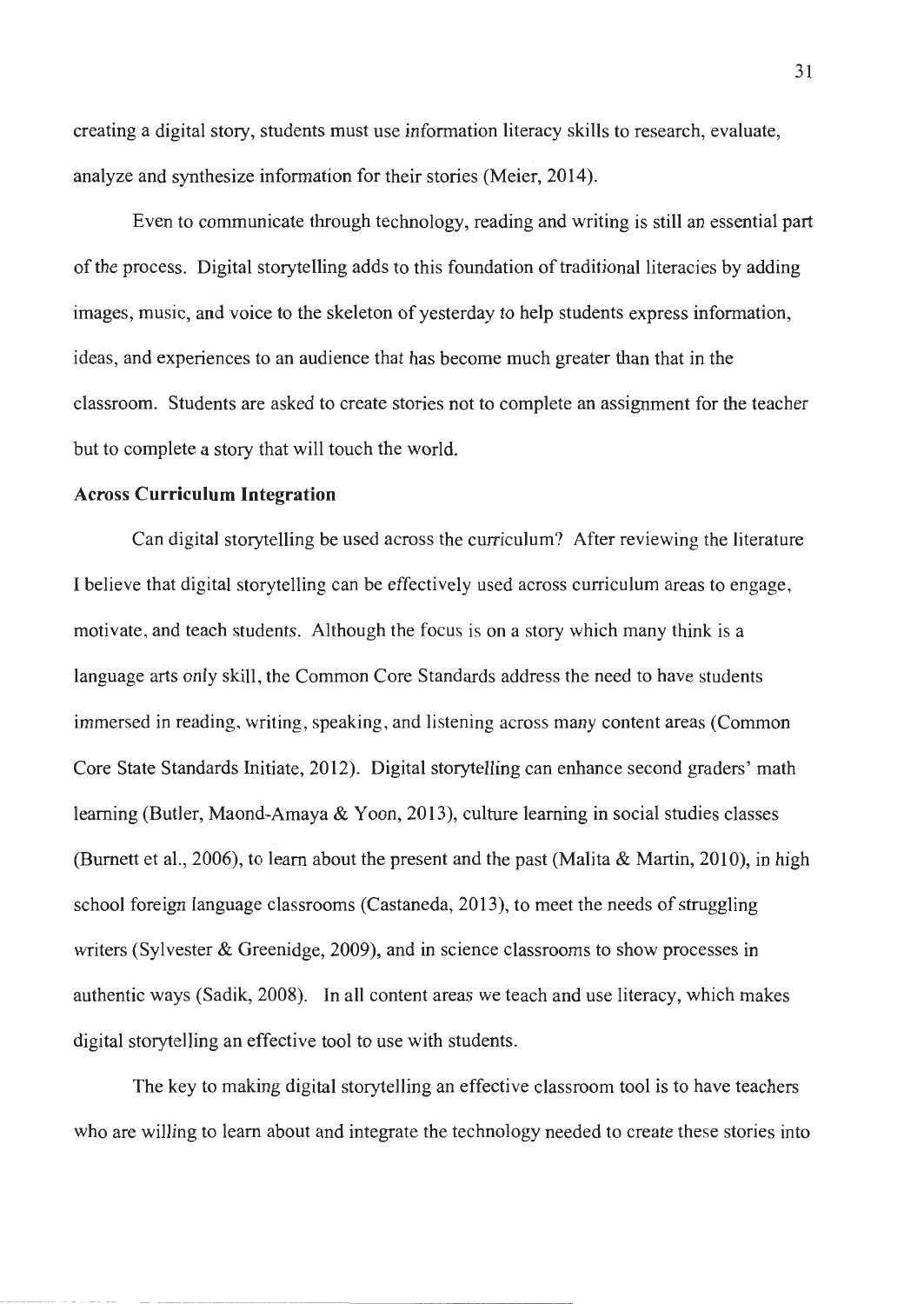creating a digital story, students must use information literacy skills to research, evaluate, analyze and synthesize information for their stories (Meier, 2014).

Even to communicate through technology, reading and writing is still an essential part of the process. Digital storytelling adds to this foundation of traditional literacies by adding images, music, and voice to the skeleton of yesterday to help students express information, ideas, and experiences to an audience that has become much greater than that in the classroom. Students are asked to create stories not to complete an assignment for the teacher but to complete a story that will touch the world.

**Across Curriculum Integration**

Can digital storytelling be used across the curriculum? After reviewing the literature I believe that digital storytelling can be effectively used across curriculum areas to engage, motivate, and teach students. Although the focus is on a story which many think is a language arts only skill, the Common Core Standards address the need to have students immersed in reading, writing, speaking, and listening across many content areas (Common Core State Standards Initiate, 2012). Digital storytelling can enhance second graders' math learning (Butler, Maond-Amaya & Yoon, 2013), culture learning in social studies classes (Burnett et al., 2006), to learn about the present and the past (Malita & Martin, 2010), in high school foreign language classrooms (Castaneda, 2013), to meet the needs of struggling writers (Sylvester & Greenidge, 2009), and in science classrooms to show processes in authentic ways (Sadik, 2008). In all content areas we teach and use literacy, which makes digital storytelling an effective tool to use with students.

The key to making digital storytelling an effective classroom tool is to have teachers who are willing to learn about and integrate the technology needed to create these stories into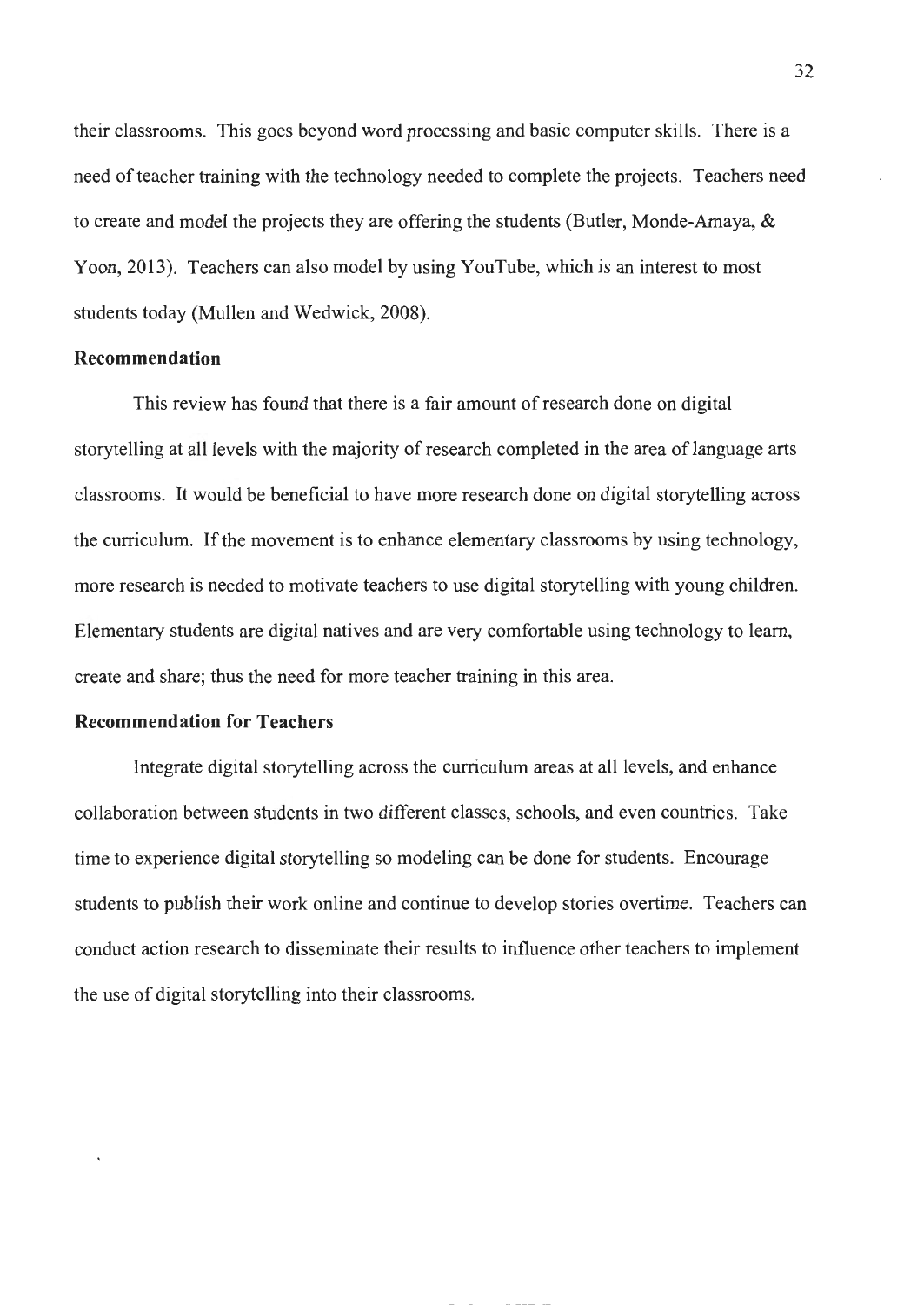their classrooms. This goes beyond word processing and basic computer skills. There is a need of teacher training with the technology needed to complete the projects. Teachers need to create and model the projects they are offering the students (Butler, Monde-Amaya, & Yoon, 2013). Teachers can also model by using YouTube, which is an interest to most students today (Mullen and Wedwick, 2008).

**Recommendation**

This review has found that there is a fair amount of research done on digital storytelling at all levels with the majority of research completed in the area of language arts classrooms. It would be beneficial to have more research done on digital storytelling across the curriculum. If the movement is to enhance elementary classrooms by using technology, more research is needed to motivate teachers to use digital storytelling with young children. Elementary students are digital natives and are very comfortable using technology to learn, create and share; thus the need for more teacher training in this area.

**Recommendation for Teachers**

Integrate digital storytelling across the curriculum areas at all levels, and enhance collaboration between students in two different classes, schools, and even countries. Take time to experience digital storytelling so modeling can be done for students. Encourage students to publish their work online and continue to develop stories overtime. Teachers can conduct action research to disseminate their results to influence other teachers to implement the use of digital storytelling into their classrooms.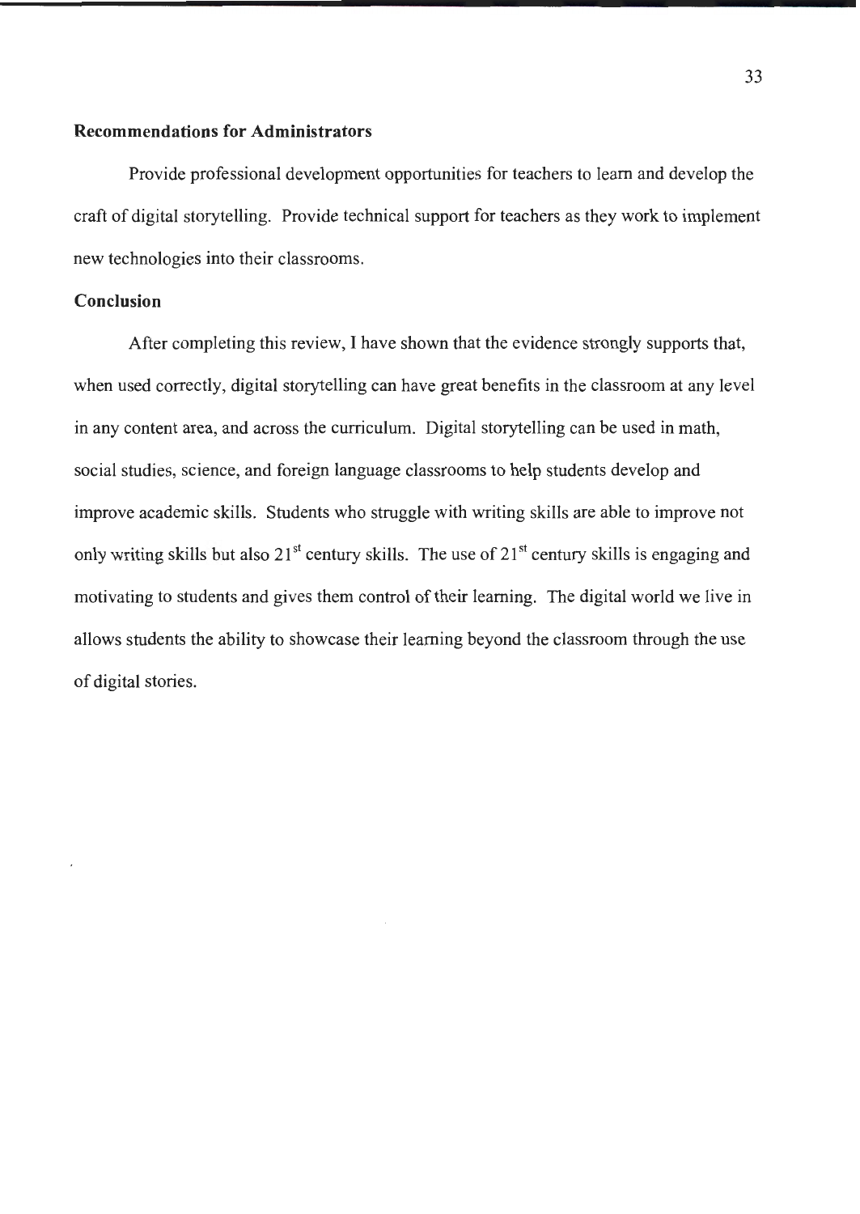## Recommendations for Administrators

Provide professional development opportunities for teachers to learn and develop the craft of digital storytelling. Provide technical support for teachers as they work to implement new technologies into their classrooms.

## Conclusion

After completing this review, I have shown that the evidence strongly supports that, when used correctly, digital storytelling can have great benefits in the classroom at any level in any content area, and across the curriculum. Digital storytelling can be used in math, social studies, science, and foreign language classrooms to help students develop and improve academic skills. Students who struggle with writing skills are able to improve not only writing skills but also 21st century skills. The use of 21st century skills is engaging and motivating to students and gives them control of their learning. The digital world we live in allows students the ability to showcase their learning beyond the classroom through the use of digital stories.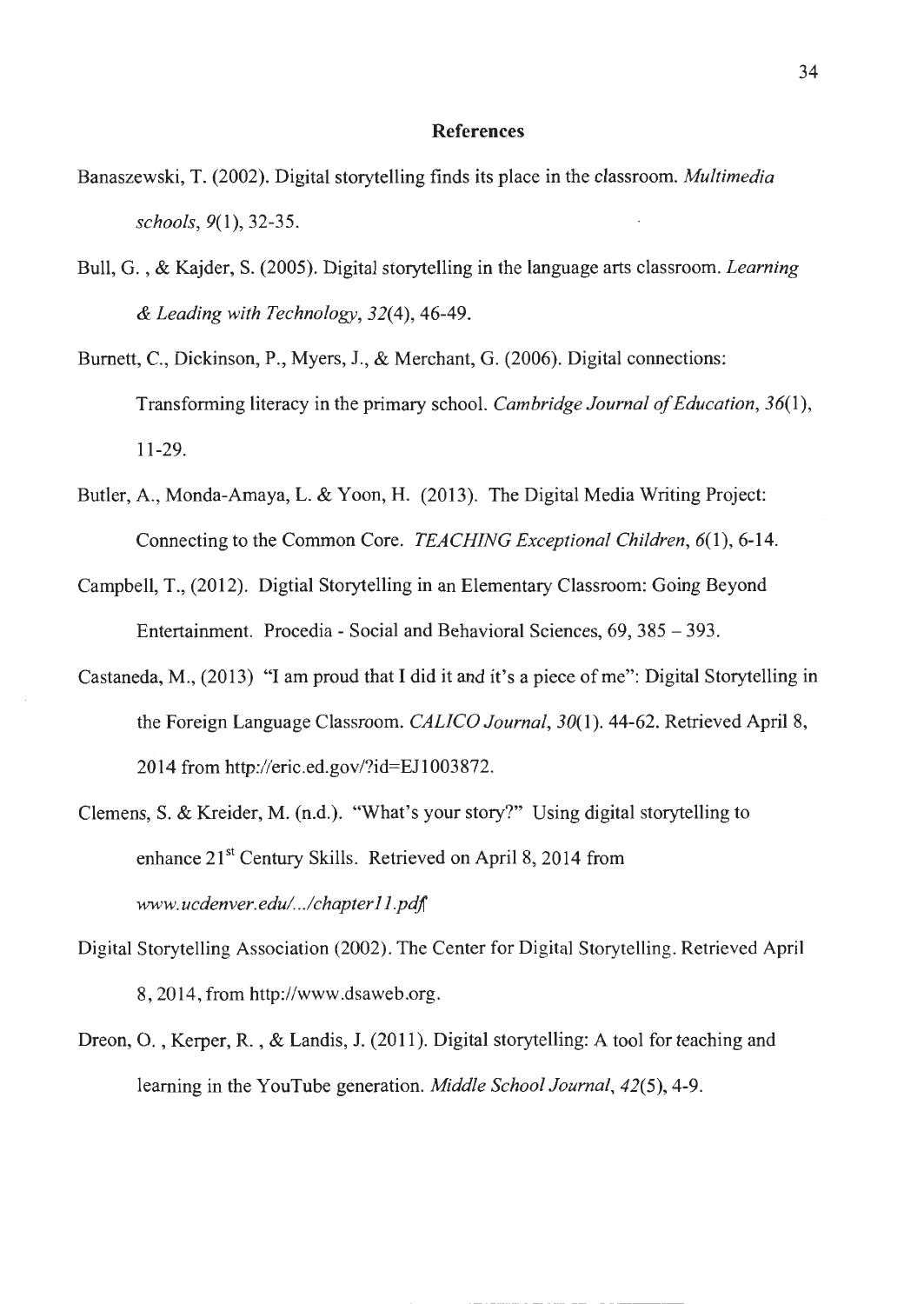# References

Banaszewski, T. (2002). Digital storytelling finds its place in the classroom. *Multimedia schools*, *9*(1), 32-35.

Bull, G. , & Kajder, S. (2005). Digital storytelling in the language arts classroom. *Learning & Leading with Technology*, *32*(4), 46-49.

Burnett, C., Dickinson, P., Myers, J., & Merchant, G. (2006). Digital connections: Transforming literacy in the primary school. *Cambridge Journal of Education*, *36*(1), 11-29.

Butler, A., Monda-Amaya, L. & Yoon, H. (2013). The Digital Media Writing Project: Connecting to the Common Core. *TEACHING Exceptional Children*, *6*(1), 6-14.

Campbell, T., (2012). Digtial Storytelling in an Elementary Classroom: Going Beyond Entertainment. Procedia - Social and Behavioral Sciences, 69, 385 – 393.

Castaneda, M., (2013) "I am proud that I did it and it's a piece of me": Digital Storytelling in the Foreign Language Classroom. *CALICO Journal*, *30*(1). 44-62. Retrieved April 8, 2014 from http://eric.ed.gov/?id=EJ1003872.

Clemens, S. & Kreider, M. (n.d.). "What's your story?" Using digital storytelling to enhance 21st Century Skills. Retrieved on April 8, 2014 from *www.ucdenver.edu/.../chapter11.pdf*

Digital Storytelling Association (2002). The Center for Digital Storytelling. Retrieved April 8, 2014, from http://www.dsaweb.org.

Dreon, O. , Kerper, R. , & Landis, J. (2011). Digital storytelling: A tool for teaching and learning in the YouTube generation. *Middle School Journal*, *42*(5), 4-9.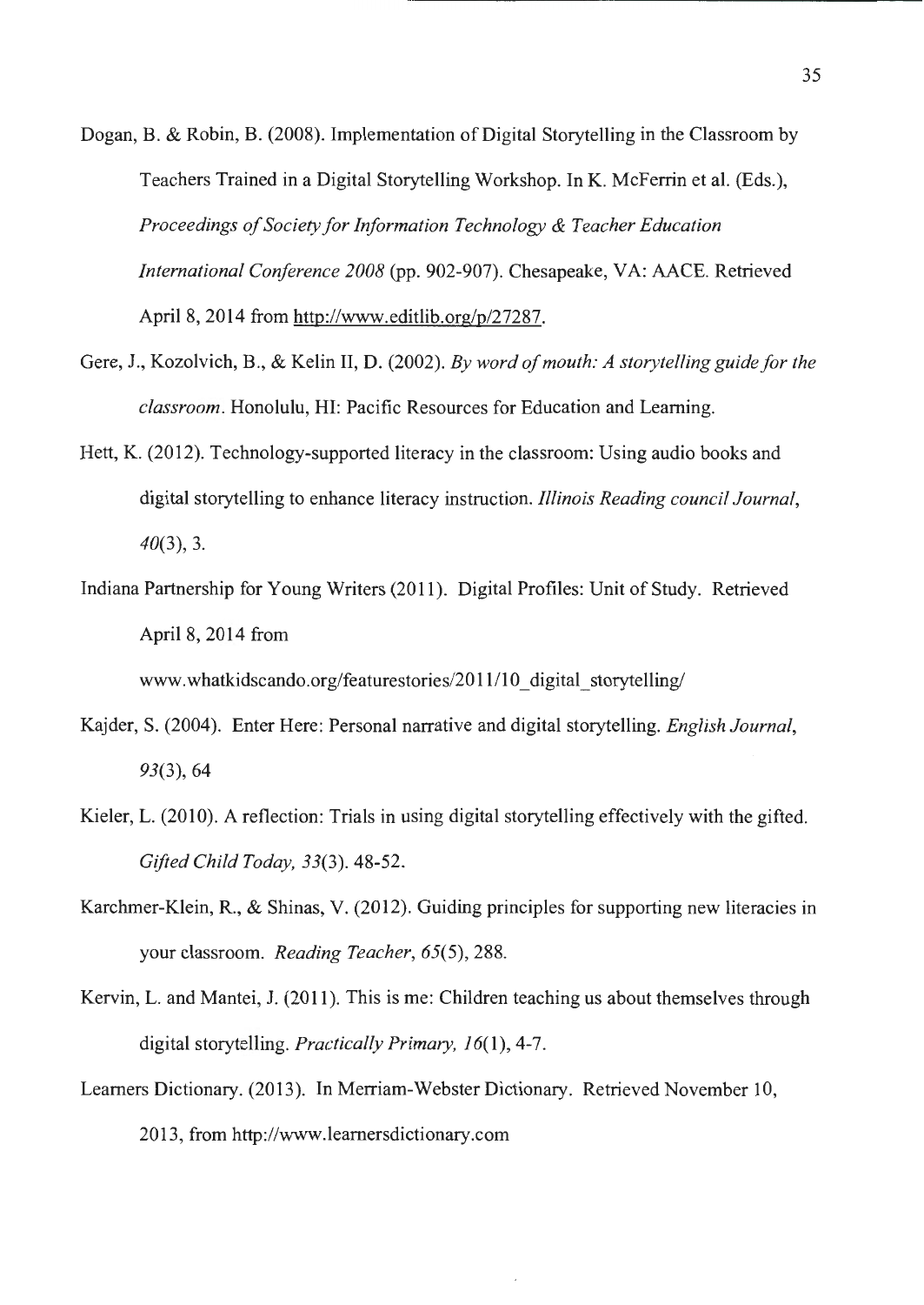Dogan, B. & Robin, B. (2008). Implementation of Digital Storytelling in the Classroom by Teachers Trained in a Digital Storytelling Workshop. In K. McFerrin et al. (Eds.), *Proceedings of Society for Information Technology & Teacher Education International Conference 2008* (pp. 902-907). Chesapeake, VA: AACE. Retrieved April 8, 2014 from http://www.editlib.org/p/27287.

Gere, J., Kozolvich, B., & Kelin II, D. (2002). *By word of mouth: A storytelling guide for the classroom*. Honolulu, HI: Pacific Resources for Education and Learning.

Hett, K. (2012). Technology-supported literacy in the classroom: Using audio books and digital storytelling to enhance literacy instruction. *Illinois Reading council Journal, 40*(3), 3.

Indiana Partnership for Young Writers (2011). Digital Profiles: Unit of Study. Retrieved April 8, 2014 from www.whatkidscando.org/featurestories/2011/10_digital_storytelling/

Kajder, S. (2004). Enter Here: Personal narrative and digital storytelling. *English Journal, 93*(3), 64

Kieler, L. (2010). A reflection: Trials in using digital storytelling effectively with the gifted. *Gifted Child Today, 33*(3). 48-52.

Karchmer-Klein, R., & Shinas, V. (2012). Guiding principles for supporting new literacies in your classroom. *Reading Teacher, 65*(5), 288.

Kervin, L. and Mantei, J. (2011). This is me: Children teaching us about themselves through digital storytelling. *Practically Primary, 16*(1), 4-7.

Learners Dictionary. (2013). In Merriam-Webster Dictionary. Retrieved November 10, 2013, from http://www.learnersdictionary.com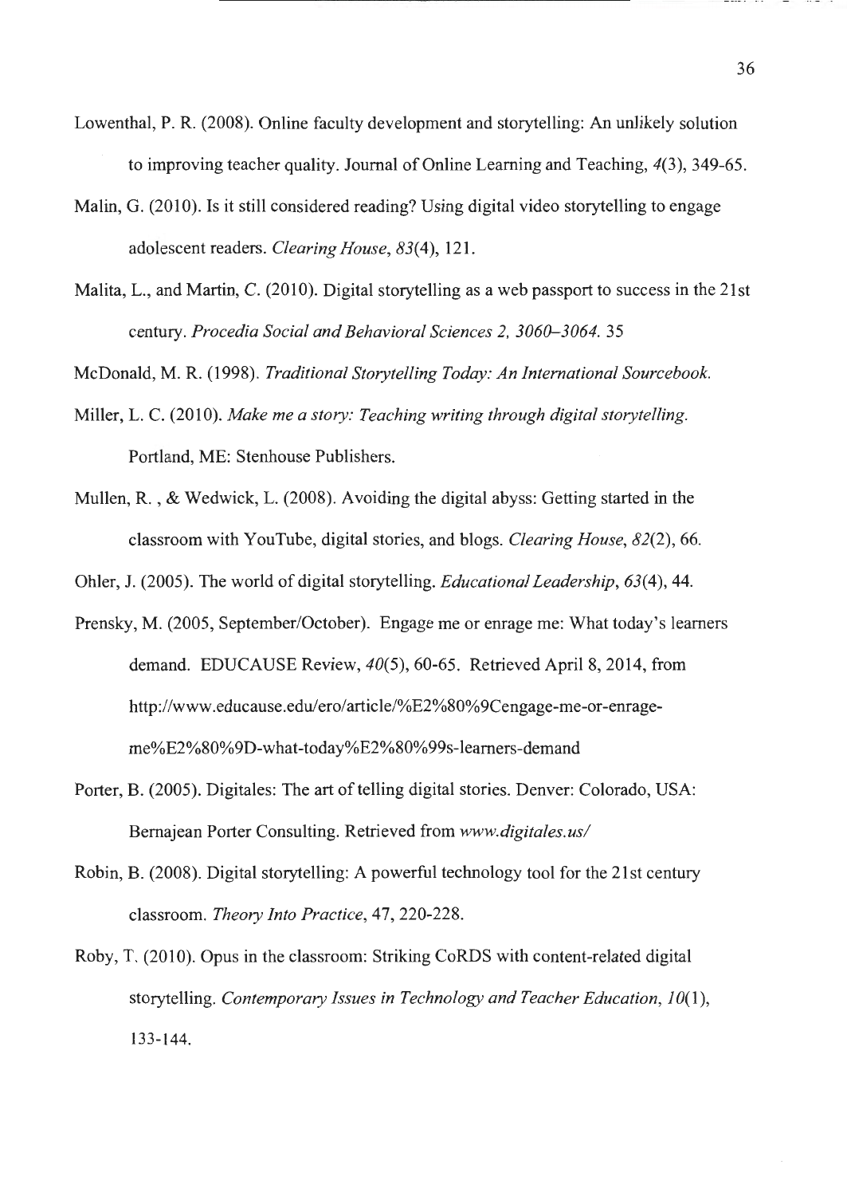Lowenthal, P. R. (2008). Online faculty development and storytelling: An unlikely solution to improving teacher quality. Journal of Online Learning and Teaching, *4*(3), 349-65.

Malin, G. (2010). Is it still considered reading? Using digital video storytelling to engage adolescent readers. *Clearing House, 83*(4), 121.

Malita, L., and Martin, C. (2010). Digital storytelling as a web passport to success in the 21st century. *Procedia Social and Behavioral Sciences 2, 3060–3064.* 35

McDonald, M. R. (1998). *Traditional Storytelling Today: An International Sourcebook.*

Miller, L. C. (2010). *Make me a story: Teaching writing through digital storytelling.* Portland, ME: Stenhouse Publishers.

Mullen, R. , & Wedwick, L. (2008). Avoiding the digital abyss: Getting started in the classroom with YouTube, digital stories, and blogs. *Clearing House, 82*(2), 66.

Ohler, J. (2005). The world of digital storytelling. *Educational Leadership, 63*(4), 44.

Prensky, M. (2005, September/October). Engage me or enrage me: What today's learners demand. EDUCAUSE Review, *40*(5), 60-65. Retrieved April 8, 2014, from http://www.educause.edu/ero/article/%E2%80%9Cengage-me-or-enrage-me%E2%80%9D-what-today%E2%80%99s-learners-demand

Porter, B. (2005). Digitales: The art of telling digital stories. Denver: Colorado, USA: Bernajean Porter Consulting. Retrieved from *www.digitales.us/*

Robin, B. (2008). Digital storytelling: A powerful technology tool for the 21st century classroom. *Theory Into Practice*, 47, 220-228.

Roby, T. (2010). Opus in the classroom: Striking CoRDS with content-related digital storytelling. *Contemporary Issues in Technology and Teacher Education, 10*(1), 133-144.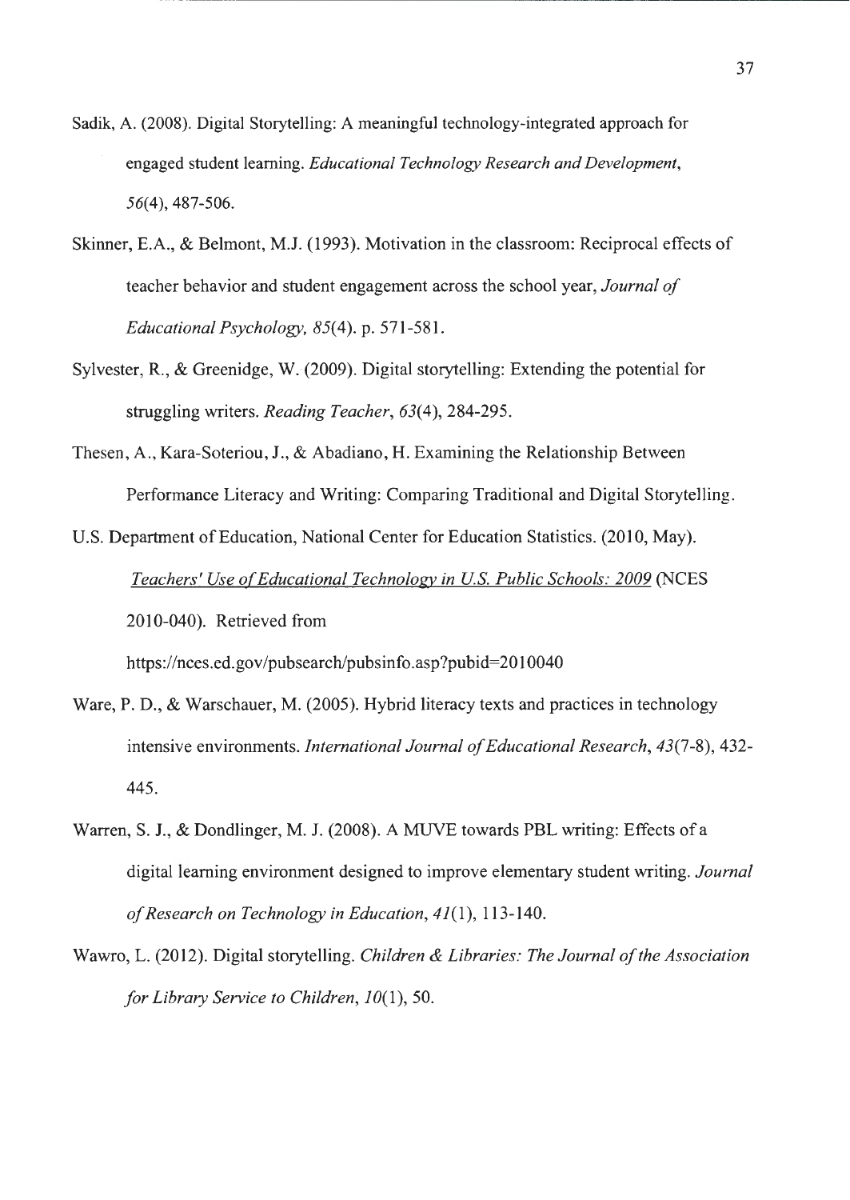Sadik, A. (2008). Digital Storytelling: A meaningful technology-integrated approach for engaged student learning. *Educational Technology Research and Development*, *56*(4), 487-506.

Skinner, E.A., & Belmont, M.J. (1993). Motivation in the classroom: Reciprocal effects of teacher behavior and student engagement across the school year, *Journal of Educational Psychology, 85*(4). p. 571-581.

Sylvester, R., & Greenidge, W. (2009). Digital storytelling: Extending the potential for struggling writers. *Reading Teacher*, *63*(4), 284-295.

Thesen, A., Kara-Soteriou, J., & Abadiano, H. Examining the Relationship Between Performance Literacy and Writing: Comparing Traditional and Digital Storytelling.

U.S. Department of Education, National Center for Education Statistics. (2010, May). *Teachers' Use of Educational Technology in U.S. Public Schools: 2009* (NCES 2010-040). Retrieved from https://nces.ed.gov/pubsearch/pubsinfo.asp?pubid=2010040

Ware, P. D., & Warschauer, M. (2005). Hybrid literacy texts and practices in technology intensive environments. *International Journal of Educational Research*, *43*(7-8), 432-445.

Warren, S. J., & Dondlinger, M. J. (2008). A MUVE towards PBL writing: Effects of a digital learning environment designed to improve elementary student writing. *Journal of Research on Technology in Education*, *41*(1), 113-140.

Wawro, L. (2012). Digital storytelling. *Children & Libraries: The Journal of the Association for Library Service to Children*, *10*(1), 50.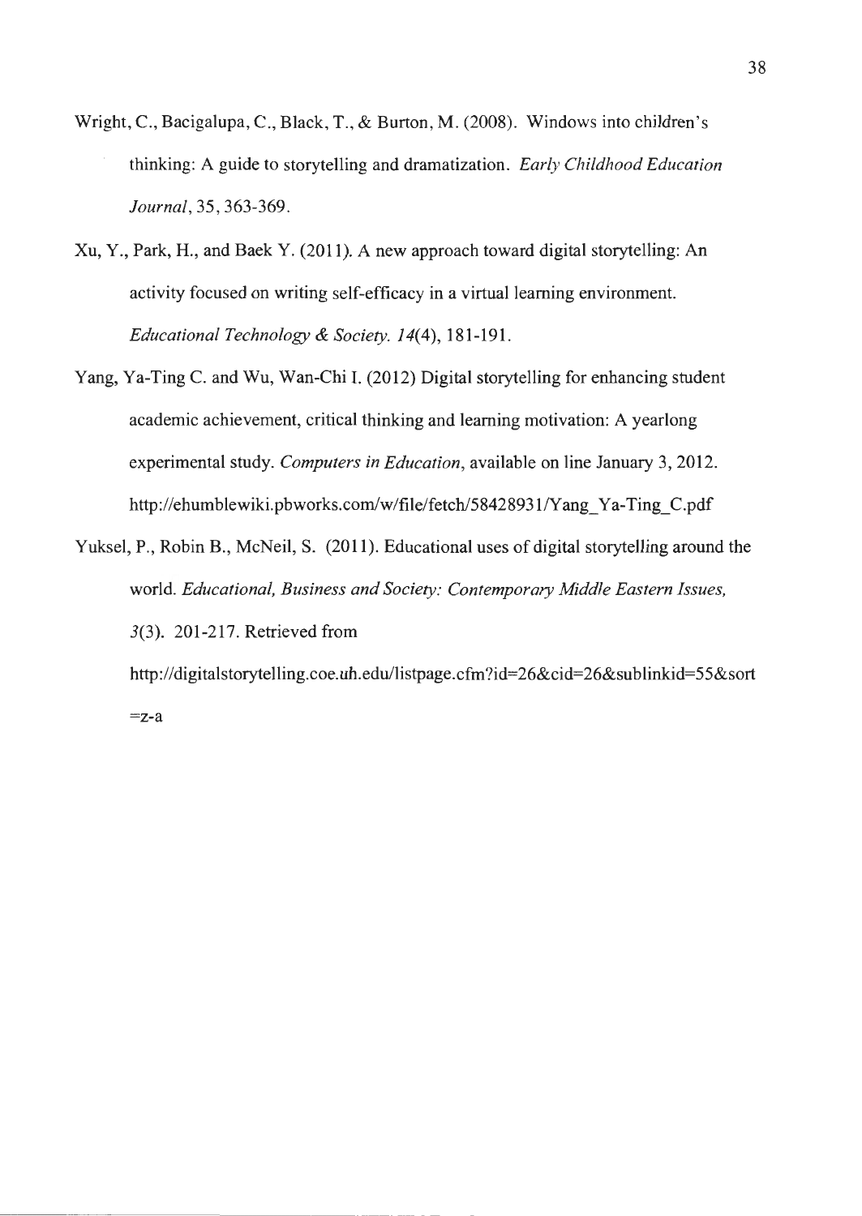Wright, C., Bacigalupa, C., Black, T., & Burton, M. (2008). Windows into children's thinking: A guide to storytelling and dramatization. *Early Childhood Education Journal*, 35, 363-369.

Xu, Y., Park, H., and Baek Y. (2011). A new approach toward digital storytelling: An activity focused on writing self-efficacy in a virtual learning environment. *Educational Technology & Society. 14*(4), 181-191.

Yang, Ya-Ting C. and Wu, Wan-Chi I. (2012) Digital storytelling for enhancing student academic achievement, critical thinking and learning motivation: A yearlong experimental study. *Computers in Education*, available on line January 3, 2012. http://ehumblewiki.pbworks.com/w/file/fetch/58428931/Yang_Ya-Ting_C.pdf

Yuksel, P., Robin B., McNeil, S. (2011). Educational uses of digital storytelling around the world. *Educational, Business and Society: Contemporary Middle Eastern Issues, 3*(3). 201-217. Retrieved from http://digitalstorytelling.coe.uh.edu/listpage.cfm?id=26&cid=26&sublinkid=55&sort=z-a